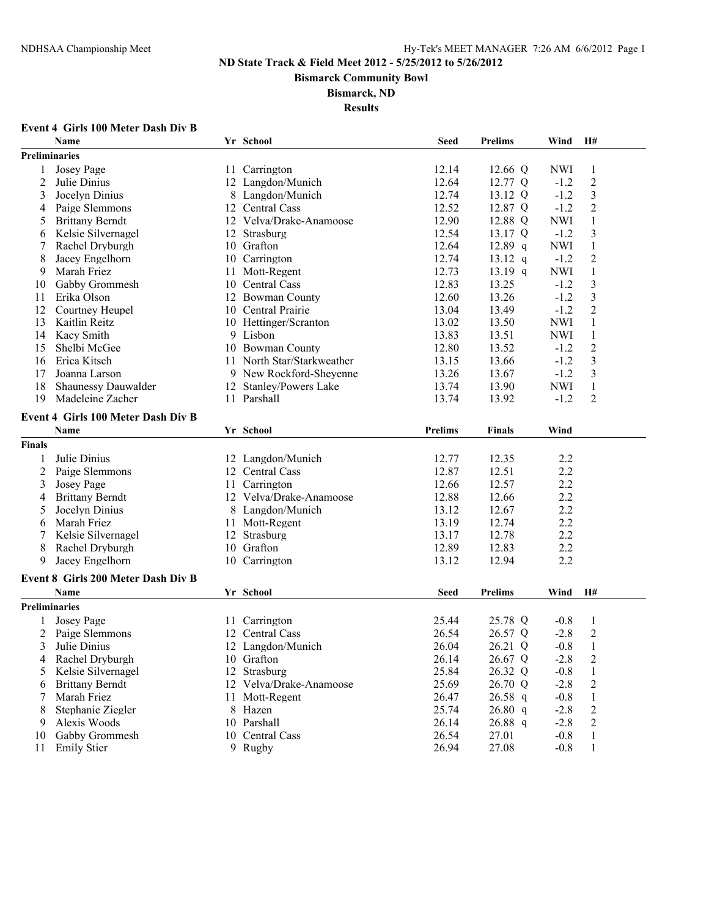**ND State Track & Field Meet 2012 - 5/25/2012 to 5/26/2012**

**Bismarck Community Bowl**

**Bismarck, ND**

**Results**

### Event 4 Girls 100 Meter Dash Div B

**Preliminaries**

| | Name | Yr | School | Seed | Prelims | | Wind | H# |
|---|---|---|---|---|---|---|---|---|
| 1 | Josey Page | 11 | Carrington | 12.14 | 12.66 | Q | NWI | 1 |
| 2 | Julie Dinius | 12 | Langdon/Munich | 12.64 | 12.77 | Q | -1.2 | 2 |
| 3 | Jocelyn Dinius | 8 | Langdon/Munich | 12.74 | 13.12 | Q | -1.2 | 3 |
| 4 | Paige Slemmons | 12 | Central Cass | 12.52 | 12.87 | Q | -1.2 | 2 |
| 5 | Brittany Berndt | 12 | Velva/Drake-Anamoose | 12.90 | 12.88 | Q | NWI | 1 |
| 6 | Kelsie Silvernagel | 12 | Strasburg | 12.54 | 13.17 | Q | -1.2 | 3 |
| 7 | Rachel Dryburgh | 10 | Grafton | 12.64 | 12.89 | q | NWI | 1 |
| 8 | Jacey Engelhorn | 10 | Carrington | 12.74 | 13.12 | q | -1.2 | 2 |
| 9 | Marah Friez | 11 | Mott-Regent | 12.73 | 13.19 | q | NWI | 1 |
| 10 | Gabby Grommesh | 10 | Central Cass | 12.83 | 13.25 | | -1.2 | 3 |
| 11 | Erika Olson | 12 | Bowman County | 12.60 | 13.26 | | -1.2 | 3 |
| 12 | Courtney Heupel | 10 | Central Prairie | 13.04 | 13.49 | | -1.2 | 2 |
| 13 | Kaitlin Reitz | 10 | Hettinger/Scranton | 13.02 | 13.50 | | NWI | 1 |
| 14 | Kacy Smith | 9 | Lisbon | 13.83 | 13.51 | | NWI | 1 |
| 15 | Shelbi McGee | 10 | Bowman County | 12.80 | 13.52 | | -1.2 | 2 |
| 16 | Erica Kitsch | 11 | North Star/Starkweather | 13.15 | 13.66 | | -1.2 | 3 |
| 17 | Joanna Larson | 9 | New Rockford-Sheyenne | 13.26 | 13.67 | | -1.2 | 3 |
| 18 | Shaunessy Dauwalder | 12 | Stanley/Powers Lake | 13.74 | 13.90 | | NWI | 1 |
| 19 | Madeleine Zacher | 11 | Parshall | 13.74 | 13.92 | | -1.2 | 2 |

### Event 4 Girls 100 Meter Dash Div B

**Finals**

| | Name | Yr | School | Prelims | Finals | Wind |
|---|---|---|---|---|---|---|
| 1 | Julie Dinius | 12 | Langdon/Munich | 12.77 | 12.35 | 2.2 |
| 2 | Paige Slemmons | 12 | Central Cass | 12.87 | 12.51 | 2.2 |
| 3 | Josey Page | 11 | Carrington | 12.66 | 12.57 | 2.2 |
| 4 | Brittany Berndt | 12 | Velva/Drake-Anamoose | 12.88 | 12.66 | 2.2 |
| 5 | Jocelyn Dinius | 8 | Langdon/Munich | 13.12 | 12.67 | 2.2 |
| 6 | Marah Friez | 11 | Mott-Regent | 13.19 | 12.74 | 2.2 |
| 7 | Kelsie Silvernagel | 12 | Strasburg | 13.17 | 12.78 | 2.2 |
| 8 | Rachel Dryburgh | 10 | Grafton | 12.89 | 12.83 | 2.2 |
| 9 | Jacey Engelhorn | 10 | Carrington | 13.12 | 12.94 | 2.2 |

### Event 8 Girls 200 Meter Dash Div B

**Preliminaries**

| | Name | Yr | School | Seed | Prelims | | Wind | H# |
|---|---|---|---|---|---|---|---|---|
| 1 | Josey Page | 11 | Carrington | 25.44 | 25.78 | Q | -0.8 | 1 |
| 2 | Paige Slemmons | 12 | Central Cass | 26.54 | 26.57 | Q | -2.8 | 2 |
| 3 | Julie Dinius | 12 | Langdon/Munich | 26.04 | 26.21 | Q | -0.8 | 1 |
| 4 | Rachel Dryburgh | 10 | Grafton | 26.14 | 26.67 | Q | -2.8 | 2 |
| 5 | Kelsie Silvernagel | 12 | Strasburg | 25.84 | 26.32 | Q | -0.8 | 1 |
| 6 | Brittany Berndt | 12 | Velva/Drake-Anamoose | 25.69 | 26.70 | Q | -2.8 | 2 |
| 7 | Marah Friez | 11 | Mott-Regent | 26.47 | 26.58 | q | -0.8 | 1 |
| 8 | Stephanie Ziegler | 8 | Hazen | 25.74 | 26.80 | q | -2.8 | 2 |
| 9 | Alexis Woods | 10 | Parshall | 26.14 | 26.88 | q | -2.8 | 2 |
| 10 | Gabby Grommesh | 10 | Central Cass | 26.54 | 27.01 | | -0.8 | 1 |
| 11 | Emily Stier | 9 | Rugby | 26.94 | 27.08 | | -0.8 | 1 |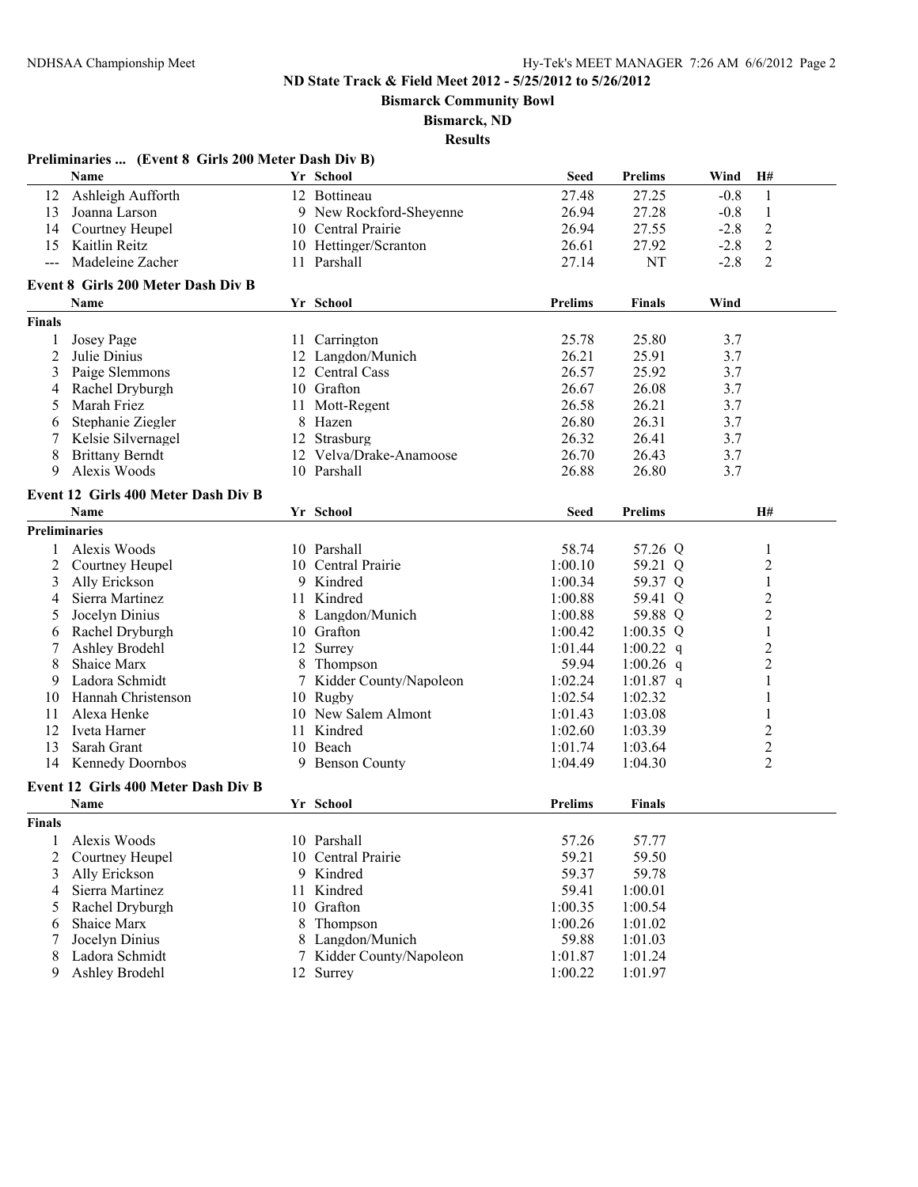**ND State Track & Field Meet 2012 - 5/25/2012 to 5/26/2012**

**Bismarck Community Bowl**

**Bismarck, ND**

**Results**

### Preliminaries ... (Event 8 Girls 200 Meter Dash Div B)

| | Name | Yr | School | Seed | Prelims | Wind | H# |
|---|---|---|---|---|---|---|---|
| 12 | Ashleigh Aufforth | 12 | Bottineau | 27.48 | 27.25 | -0.8 | 1 |
| 13 | Joanna Larson | 9 | New Rockford-Sheyenne | 26.94 | 27.28 | -0.8 | 1 |
| 14 | Courtney Heupel | 10 | Central Prairie | 26.94 | 27.55 | -2.8 | 2 |
| 15 | Kaitlin Reitz | 10 | Hettinger/Scranton | 26.61 | 27.92 | -2.8 | 2 |
| --- | Madeleine Zacher | 11 | Parshall | 27.14 | NT | -2.8 | 2 |

### Event 8 Girls 200 Meter Dash Div B

**Finals**

| | Name | Yr | School | Prelims | Finals | Wind |
|---|---|---|---|---|---|---|
| 1 | Josey Page | 11 | Carrington | 25.78 | 25.80 | 3.7 |
| 2 | Julie Dinius | 12 | Langdon/Munich | 26.21 | 25.91 | 3.7 |
| 3 | Paige Slemmons | 12 | Central Cass | 26.57 | 25.92 | 3.7 |
| 4 | Rachel Dryburgh | 10 | Grafton | 26.67 | 26.08 | 3.7 |
| 5 | Marah Friez | 11 | Mott-Regent | 26.58 | 26.21 | 3.7 |
| 6 | Stephanie Ziegler | 8 | Hazen | 26.80 | 26.31 | 3.7 |
| 7 | Kelsie Silvernagel | 12 | Strasburg | 26.32 | 26.41 | 3.7 |
| 8 | Brittany Berndt | 12 | Velva/Drake-Anamoose | 26.70 | 26.43 | 3.7 |
| 9 | Alexis Woods | 10 | Parshall | 26.88 | 26.80 | 3.7 |

### Event 12 Girls 400 Meter Dash Div B

**Preliminaries**

| | Name | Yr | School | Seed | Prelims | H# |
|---|---|---|---|---|---|---|
| 1 | Alexis Woods | 10 | Parshall | 58.74 | 57.26 Q | 1 |
| 2 | Courtney Heupel | 10 | Central Prairie | 1:00.10 | 59.21 Q | 2 |
| 3 | Ally Erickson | 9 | Kindred | 1:00.34 | 59.37 Q | 1 |
| 4 | Sierra Martinez | 11 | Kindred | 1:00.88 | 59.41 Q | 2 |
| 5 | Jocelyn Dinius | 8 | Langdon/Munich | 1:00.88 | 59.88 Q | 2 |
| 6 | Rachel Dryburgh | 10 | Grafton | 1:00.42 | 1:00.35 Q | 1 |
| 7 | Ashley Brodehl | 12 | Surrey | 1:01.44 | 1:00.22 q | 2 |
| 8 | Shaice Marx | 8 | Thompson | 59.94 | 1:00.26 q | 2 |
| 9 | Ladora Schmidt | 7 | Kidder County/Napoleon | 1:02.24 | 1:01.87 q | 1 |
| 10 | Hannah Christenson | 10 | Rugby | 1:02.54 | 1:02.32 | 1 |
| 11 | Alexa Henke | 10 | New Salem Almont | 1:01.43 | 1:03.08 | 1 |
| 12 | Iveta Harner | 11 | Kindred | 1:02.60 | 1:03.39 | 2 |
| 13 | Sarah Grant | 10 | Beach | 1:01.74 | 1:03.64 | 2 |
| 14 | Kennedy Doornbos | 9 | Benson County | 1:04.49 | 1:04.30 | 2 |

### Event 12 Girls 400 Meter Dash Div B

**Finals**

| | Name | Yr | School | Prelims | Finals |
|---|---|---|---|---|---|
| 1 | Alexis Woods | 10 | Parshall | 57.26 | 57.77 |
| 2 | Courtney Heupel | 10 | Central Prairie | 59.21 | 59.50 |
| 3 | Ally Erickson | 9 | Kindred | 59.37 | 59.78 |
| 4 | Sierra Martinez | 11 | Kindred | 59.41 | 1:00.01 |
| 5 | Rachel Dryburgh | 10 | Grafton | 1:00.35 | 1:00.54 |
| 6 | Shaice Marx | 8 | Thompson | 1:00.26 | 1:01.02 |
| 7 | Jocelyn Dinius | 8 | Langdon/Munich | 59.88 | 1:01.03 |
| 8 | Ladora Schmidt | 7 | Kidder County/Napoleon | 1:01.87 | 1:01.24 |
| 9 | Ashley Brodehl | 12 | Surrey | 1:00.22 | 1:01.97 |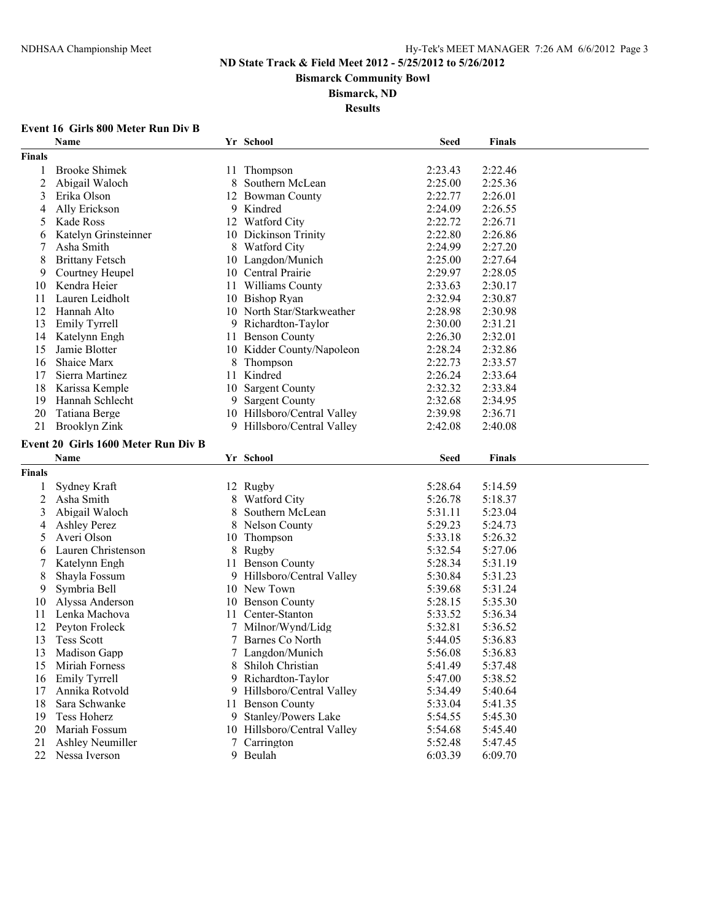# ND State Track & Field Meet 2012 - 5/25/2012 to 5/26/2012

**Bismarck Community Bowl**

**Bismarck, ND**

**Results**

### Event 16 Girls 800 Meter Run Div B

| | Name | Yr | School | Seed | Finals |
|---|---|---|---|---|---|
| **Finals** | | | | | |
| 1 | Brooke Shimek | 11 | Thompson | 2:23.43 | 2:22.46 |
| 2 | Abigail Waloch | 8 | Southern McLean | 2:25.00 | 2:25.36 |
| 3 | Erika Olson | 12 | Bowman County | 2:22.77 | 2:26.01 |
| 4 | Ally Erickson | 9 | Kindred | 2:24.09 | 2:26.55 |
| 5 | Kade Ross | 12 | Watford City | 2:22.72 | 2:26.71 |
| 6 | Katelyn Grinsteinner | 10 | Dickinson Trinity | 2:22.80 | 2:26.86 |
| 7 | Asha Smith | 8 | Watford City | 2:24.99 | 2:27.20 |
| 8 | Brittany Fetsch | 10 | Langdon/Munich | 2:25.00 | 2:27.64 |
| 9 | Courtney Heupel | 10 | Central Prairie | 2:29.97 | 2:28.05 |
| 10 | Kendra Heier | 11 | Williams County | 2:33.63 | 2:30.17 |
| 11 | Lauren Leidholt | 10 | Bishop Ryan | 2:32.94 | 2:30.87 |
| 12 | Hannah Alto | 10 | North Star/Starkweather | 2:28.98 | 2:30.98 |
| 13 | Emily Tyrrell | 9 | Richardton-Taylor | 2:30.00 | 2:31.21 |
| 14 | Katelynn Engh | 11 | Benson County | 2:26.30 | 2:32.01 |
| 15 | Jamie Blotter | 10 | Kidder County/Napoleon | 2:28.24 | 2:32.86 |
| 16 | Shaice Marx | 8 | Thompson | 2:22.73 | 2:33.57 |
| 17 | Sierra Martinez | 11 | Kindred | 2:26.24 | 2:33.64 |
| 18 | Karissa Kemple | 10 | Sargent County | 2:32.32 | 2:33.84 |
| 19 | Hannah Schlecht | 9 | Sargent County | 2:32.68 | 2:34.95 |
| 20 | Tatiana Berge | 10 | Hillsboro/Central Valley | 2:39.98 | 2:36.71 |
| 21 | Brooklyn Zink | 9 | Hillsboro/Central Valley | 2:42.08 | 2:40.08 |

### Event 20 Girls 1600 Meter Run Div B

| | Name | Yr | School | Seed | Finals |
|---|---|---|---|---|---|
| **Finals** | | | | | |
| 1 | Sydney Kraft | 12 | Rugby | 5:28.64 | 5:14.59 |
| 2 | Asha Smith | 8 | Watford City | 5:26.78 | 5:18.37 |
| 3 | Abigail Waloch | 8 | Southern McLean | 5:31.11 | 5:23.04 |
| 4 | Ashley Perez | 8 | Nelson County | 5:29.23 | 5:24.73 |
| 5 | Averi Olson | 10 | Thompson | 5:33.18 | 5:26.32 |
| 6 | Lauren Christenson | 8 | Rugby | 5:32.54 | 5:27.06 |
| 7 | Katelynn Engh | 11 | Benson County | 5:28.34 | 5:31.19 |
| 8 | Shayla Fossum | 9 | Hillsboro/Central Valley | 5:30.84 | 5:31.23 |
| 9 | Symbria Bell | 10 | New Town | 5:39.68 | 5:31.24 |
| 10 | Alyssa Anderson | 10 | Benson County | 5:28.15 | 5:35.30 |
| 11 | Lenka Machova | 11 | Center-Stanton | 5:33.52 | 5:36.34 |
| 12 | Peyton Froleck | 7 | Milnor/Wynd/Lidg | 5:32.81 | 5:36.52 |
| 13 | Tess Scott | 7 | Barnes Co North | 5:44.05 | 5:36.83 |
| 13 | Madison Gapp | 7 | Langdon/Munich | 5:56.08 | 5:36.83 |
| 15 | Miriah Forness | 8 | Shiloh Christian | 5:41.49 | 5:37.48 |
| 16 | Emily Tyrrell | 9 | Richardton-Taylor | 5:47.00 | 5:38.52 |
| 17 | Annika Rotvold | 9 | Hillsboro/Central Valley | 5:34.49 | 5:40.64 |
| 18 | Sara Schwanke | 11 | Benson County | 5:33.04 | 5:41.35 |
| 19 | Tess Hoherz | 9 | Stanley/Powers Lake | 5:54.55 | 5:45.30 |
| 20 | Mariah Fossum | 10 | Hillsboro/Central Valley | 5:54.68 | 5:45.40 |
| 21 | Ashley Neumiller | 7 | Carrington | 5:52.48 | 5:47.45 |
| 22 | Nessa Iverson | 9 | Beulah | 6:03.39 | 6:09.70 |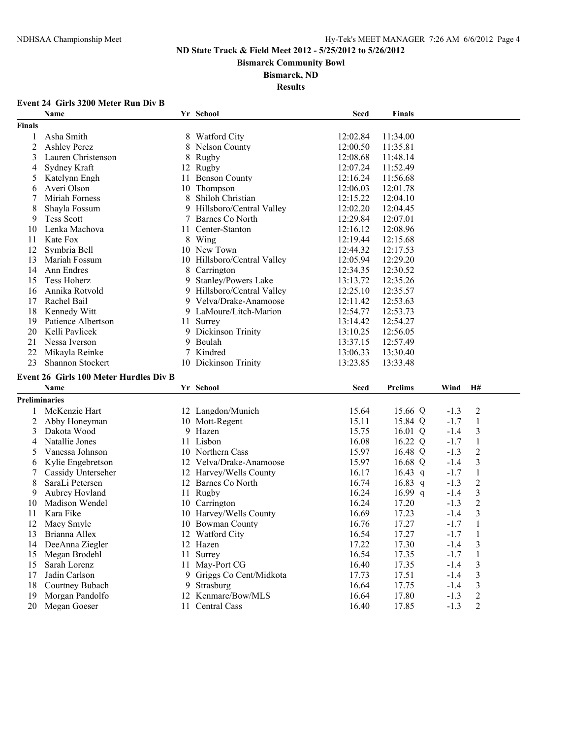ND State Track & Field Meet 2012 - 5/25/2012 to 5/26/2012

Bismarck Community Bowl

Bismarck, ND

Results

### Event 24 Girls 3200 Meter Run Div B

| | Name | Yr | School | Seed | Finals |
|---|---|---|---|---|---|
| **Finals** | | | | | |
| 1 | Asha Smith | 8 | Watford City | 12:02.84 | 11:34.00 |
| 2 | Ashley Perez | 8 | Nelson County | 12:00.50 | 11:35.81 |
| 3 | Lauren Christenson | 8 | Rugby | 12:08.68 | 11:48.14 |
| 4 | Sydney Kraft | 12 | Rugby | 12:07.24 | 11:52.49 |
| 5 | Katelynn Engh | 11 | Benson County | 12:16.24 | 11:56.68 |
| 6 | Averi Olson | 10 | Thompson | 12:06.03 | 12:01.78 |
| 7 | Miriah Forness | 8 | Shiloh Christian | 12:15.22 | 12:04.10 |
| 8 | Shayla Fossum | 9 | Hillsboro/Central Valley | 12:02.20 | 12:04.45 |
| 9 | Tess Scott | 7 | Barnes Co North | 12:29.84 | 12:07.01 |
| 10 | Lenka Machova | 11 | Center-Stanton | 12:16.12 | 12:08.96 |
| 11 | Kate Fox | 8 | Wing | 12:19.44 | 12:15.68 |
| 12 | Symbria Bell | 10 | New Town | 12:44.32 | 12:17.53 |
| 13 | Mariah Fossum | 10 | Hillsboro/Central Valley | 12:05.94 | 12:29.20 |
| 14 | Ann Endres | 8 | Carrington | 12:34.35 | 12:30.52 |
| 15 | Tess Hoherz | 9 | Stanley/Powers Lake | 13:13.72 | 12:35.26 |
| 16 | Annika Rotvold | 9 | Hillsboro/Central Valley | 12:25.10 | 12:35.57 |
| 17 | Rachel Bail | 9 | Velva/Drake-Anamoose | 12:11.42 | 12:53.63 |
| 18 | Kennedy Witt | 9 | LaMoure/Litch-Marion | 12:54.77 | 12:53.73 |
| 19 | Patience Albertson | 11 | Surrey | 13:14.42 | 12:54.27 |
| 20 | Kelli Pavlicek | 9 | Dickinson Trinity | 13:10.25 | 12:56.05 |
| 21 | Nessa Iverson | 9 | Beulah | 13:37.15 | 12:57.49 |
| 22 | Mikayla Reinke | 7 | Kindred | 13:06.33 | 13:30.40 |
| 23 | Shannon Stockert | 10 | Dickinson Trinity | 13:23.85 | 13:33.48 |

### Event 26 Girls 100 Meter Hurdles Div B

| | Name | Yr | School | Seed | Prelims | Wind | H# |
|---|---|---|---|---|---|---|---|
| **Preliminaries** | | | | | | | |
| 1 | McKenzie Hart | 12 | Langdon/Munich | 15.64 | 15.66 Q | -1.3 | 2 |
| 2 | Abby Honeyman | 10 | Mott-Regent | 15.11 | 15.84 Q | -1.7 | 1 |
| 3 | Dakota Wood | 9 | Hazen | 15.75 | 16.01 Q | -1.4 | 3 |
| 4 | Natallie Jones | 11 | Lisbon | 16.08 | 16.22 Q | -1.7 | 1 |
| 5 | Vanessa Johnson | 10 | Northern Cass | 15.97 | 16.48 Q | -1.3 | 2 |
| 6 | Kylie Engebretson | 12 | Velva/Drake-Anamoose | 15.97 | 16.68 Q | -1.4 | 3 |
| 7 | Cassidy Unterseher | 12 | Harvey/Wells County | 16.17 | 16.43 q | -1.7 | 1 |
| 8 | SaraLi Petersen | 12 | Barnes Co North | 16.74 | 16.83 q | -1.3 | 2 |
| 9 | Aubrey Hovland | 11 | Rugby | 16.24 | 16.99 q | -1.4 | 3 |
| 10 | Madison Wendel | 10 | Carrington | 16.24 | 17.20 | -1.3 | 2 |
| 11 | Kara Fike | 10 | Harvey/Wells County | 16.69 | 17.23 | -1.4 | 3 |
| 12 | Macy Smyle | 10 | Bowman County | 16.76 | 17.27 | -1.7 | 1 |
| 13 | Brianna Allex | 12 | Watford City | 16.54 | 17.27 | -1.7 | 1 |
| 14 | DeeAnna Ziegler | 12 | Hazen | 17.22 | 17.30 | -1.4 | 3 |
| 15 | Megan Brodehl | 11 | Surrey | 16.54 | 17.35 | -1.7 | 1 |
| 15 | Sarah Lorenz | 11 | May-Port CG | 16.40 | 17.35 | -1.4 | 3 |
| 17 | Jadin Carlson | 9 | Griggs Co Cent/Midkota | 17.73 | 17.51 | -1.4 | 3 |
| 18 | Courtney Bubach | 9 | Strasburg | 16.64 | 17.75 | -1.4 | 3 |
| 19 | Morgan Pandolfo | 12 | Kenmare/Bow/MLS | 16.64 | 17.80 | -1.3 | 2 |
| 20 | Megan Goeser | 11 | Central Cass | 16.40 | 17.85 | -1.3 | 2 |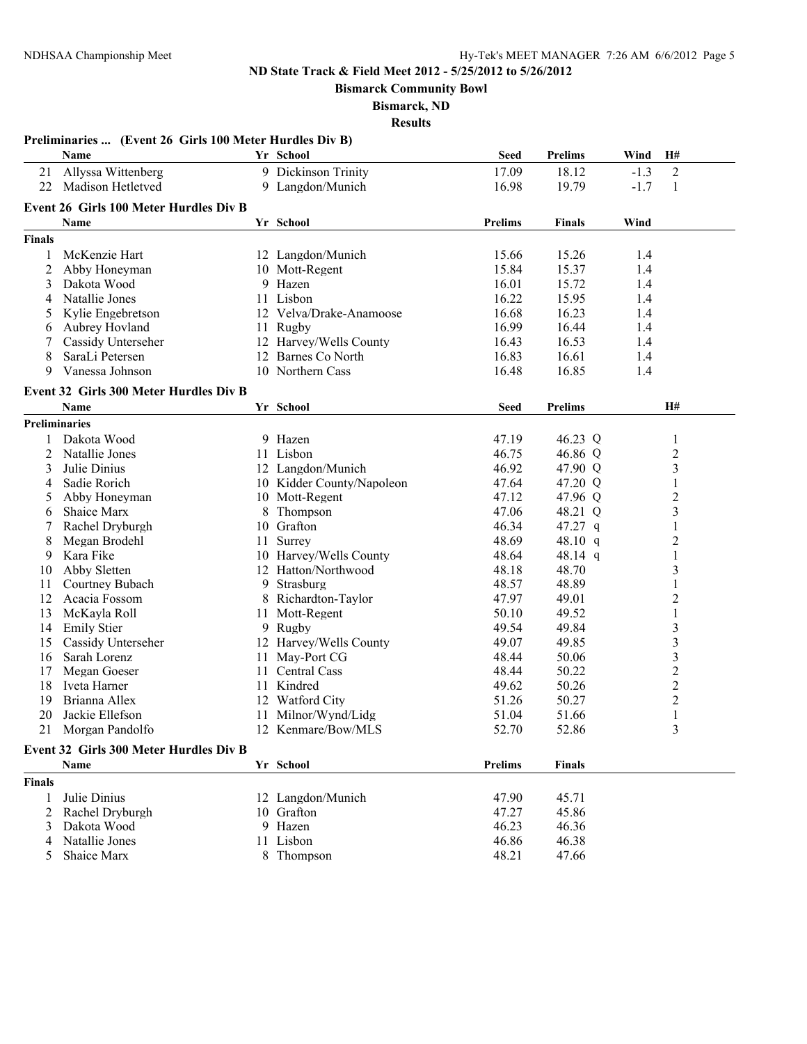**ND State Track & Field Meet 2012 - 5/25/2012 to 5/26/2012**

**Bismarck Community Bowl**

**Bismarck, ND**

**Results**

### Preliminaries ... (Event 26 Girls 100 Meter Hurdles Div B)

| | Name | Yr | School | Seed | Prelims | Wind | H# |
|---|---|---|---|---|---|---|---|
| 21 | Allyssa Wittenberg | 9 | Dickinson Trinity | 17.09 | 18.12 | -1.3 | 2 |
| 22 | Madison Hetletved | 9 | Langdon/Munich | 16.98 | 19.79 | -1.7 | 1 |

### Event 26 Girls 100 Meter Hurdles Div B

| | Name | Yr | School | Prelims | Finals | Wind |
|---|---|---|---|---|---|---|
| **Finals** | | | | | | |
| 1 | McKenzie Hart | 12 | Langdon/Munich | 15.66 | 15.26 | 1.4 |
| 2 | Abby Honeyman | 10 | Mott-Regent | 15.84 | 15.37 | 1.4 |
| 3 | Dakota Wood | 9 | Hazen | 16.01 | 15.72 | 1.4 |
| 4 | Natallie Jones | 11 | Lisbon | 16.22 | 15.95 | 1.4 |
| 5 | Kylie Engebretson | 12 | Velva/Drake-Anamoose | 16.68 | 16.23 | 1.4 |
| 6 | Aubrey Hovland | 11 | Rugby | 16.99 | 16.44 | 1.4 |
| 7 | Cassidy Unterseher | 12 | Harvey/Wells County | 16.43 | 16.53 | 1.4 |
| 8 | SaraLi Petersen | 12 | Barnes Co North | 16.83 | 16.61 | 1.4 |
| 9 | Vanessa Johnson | 10 | Northern Cass | 16.48 | 16.85 | 1.4 |

### Event 32 Girls 300 Meter Hurdles Div B

| | Name | Yr | School | Seed | Prelims | H# |
|---|---|---|---|---|---|---|
| **Preliminaries** | | | | | | |
| 1 | Dakota Wood | 9 | Hazen | 47.19 | 46.23 Q | 1 |
| 2 | Natallie Jones | 11 | Lisbon | 46.75 | 46.86 Q | 2 |
| 3 | Julie Dinius | 12 | Langdon/Munich | 46.92 | 47.90 Q | 3 |
| 4 | Sadie Rorich | 10 | Kidder County/Napoleon | 47.64 | 47.20 Q | 1 |
| 5 | Abby Honeyman | 10 | Mott-Regent | 47.12 | 47.96 Q | 2 |
| 6 | Shaice Marx | 8 | Thompson | 47.06 | 48.21 Q | 3 |
| 7 | Rachel Dryburgh | 10 | Grafton | 46.34 | 47.27 q | 1 |
| 8 | Megan Brodehl | 11 | Surrey | 48.69 | 48.10 q | 2 |
| 9 | Kara Fike | 10 | Harvey/Wells County | 48.64 | 48.14 q | 1 |
| 10 | Abby Sletten | 12 | Hatton/Northwood | 48.18 | 48.70 | 3 |
| 11 | Courtney Bubach | 9 | Strasburg | 48.57 | 48.89 | 1 |
| 12 | Acacia Fossom | 8 | Richardton-Taylor | 47.97 | 49.01 | 2 |
| 13 | McKayla Roll | 11 | Mott-Regent | 50.10 | 49.52 | 1 |
| 14 | Emily Stier | 9 | Rugby | 49.54 | 49.84 | 3 |
| 15 | Cassidy Unterseher | 12 | Harvey/Wells County | 49.07 | 49.85 | 3 |
| 16 | Sarah Lorenz | 11 | May-Port CG | 48.44 | 50.06 | 3 |
| 17 | Megan Goeser | 11 | Central Cass | 48.44 | 50.22 | 2 |
| 18 | Iveta Harner | 11 | Kindred | 49.62 | 50.26 | 2 |
| 19 | Brianna Allex | 12 | Watford City | 51.26 | 50.27 | 2 |
| 20 | Jackie Ellefson | 11 | Milnor/Wynd/Lidg | 51.04 | 51.66 | 1 |
| 21 | Morgan Pandolfo | 12 | Kenmare/Bow/MLS | 52.70 | 52.86 | 3 |

### Event 32 Girls 300 Meter Hurdles Div B

| | Name | Yr | School | Prelims | Finals |
|---|---|---|---|---|---|
| **Finals** | | | | | |
| 1 | Julie Dinius | 12 | Langdon/Munich | 47.90 | 45.71 |
| 2 | Rachel Dryburgh | 10 | Grafton | 47.27 | 45.86 |
| 3 | Dakota Wood | 9 | Hazen | 46.23 | 46.36 |
| 4 | Natallie Jones | 11 | Lisbon | 46.86 | 46.38 |
| 5 | Shaice Marx | 8 | Thompson | 48.21 | 47.66 |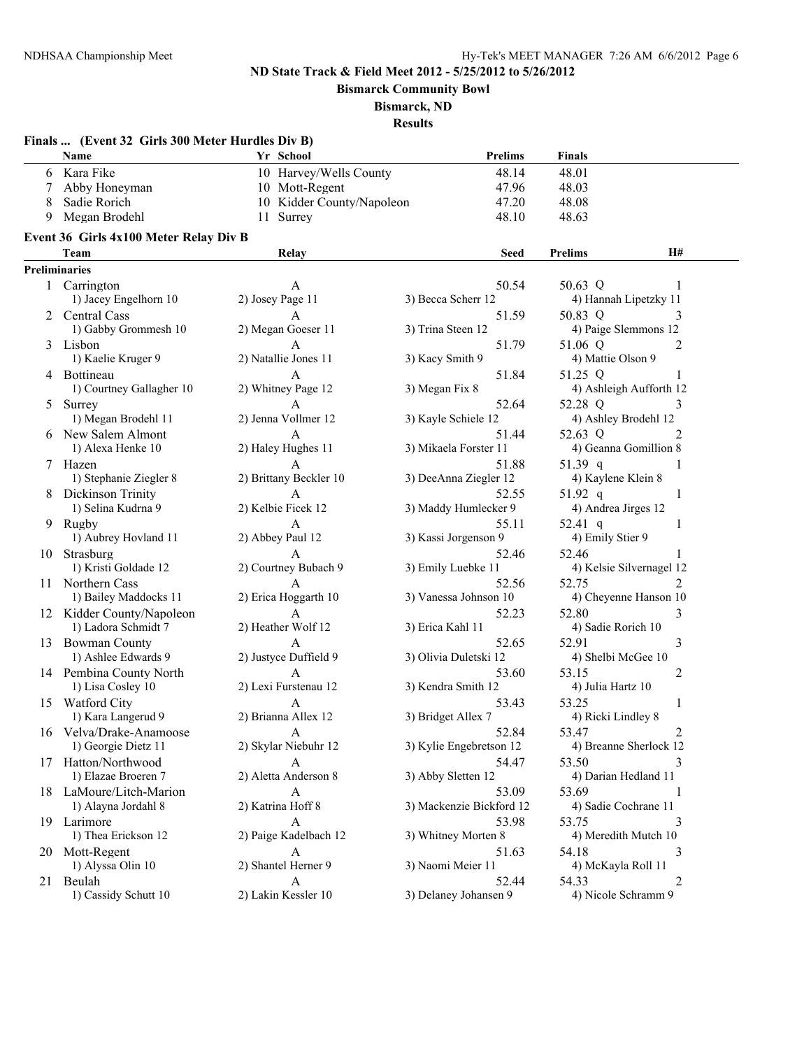**ND State Track & Field Meet 2012 - 5/25/2012 to 5/26/2012**

**Bismarck Community Bowl**

**Bismarck, ND**

**Results**

### Finals ... (Event 32 Girls 300 Meter Hurdles Div B)

| | Name | Yr | School | Prelims | Finals |
|---|---|---|---|---|---|
| 6 | Kara Fike | 10 | Harvey/Wells County | 48.14 | 48.01 |
| 7 | Abby Honeyman | 10 | Mott-Regent | 47.96 | 48.03 |
| 8 | Sadie Rorich | 10 | Kidder County/Napoleon | 47.20 | 48.08 |
| 9 | Megan Brodehl | 11 | Surrey | 48.10 | 48.63 |

### Event 36 Girls 4x100 Meter Relay Div B

**Preliminaries**

| | Team | Relay | | Seed | Prelims | H# |
|---|---|---|---|---|---|---|
| 1 | Carrington | A | | 50.54 | 50.63 Q | 1 |
| | 1) Jacey Engelhorn 10 | 2) Josey Page 11 | 3) Becca Scherr 12 | | 4) Hannah Lipetzky 11 | |
| 2 | Central Cass | A | | 51.59 | 50.83 Q | 3 |
| | 1) Gabby Grommesh 10 | 2) Megan Goeser 11 | 3) Trina Steen 12 | | 4) Paige Slemmons 12 | |
| 3 | Lisbon | A | | 51.79 | 51.06 Q | 2 |
| | 1) Kaelie Kruger 9 | 2) Natallie Jones 11 | 3) Kacy Smith 9 | | 4) Mattie Olson 9 | |
| 4 | Bottineau | A | | 51.84 | 51.25 Q | 1 |
| | 1) Courtney Gallagher 10 | 2) Whitney Page 12 | 3) Megan Fix 8 | | 4) Ashleigh Aufforth 12 | |
| 5 | Surrey | A | | 52.64 | 52.28 Q | 3 |
| | 1) Megan Brodehl 11 | 2) Jenna Vollmer 12 | 3) Kayle Schiele 12 | | 4) Ashley Brodehl 12 | |
| 6 | New Salem Almont | A | | 51.44 | 52.63 Q | 2 |
| | 1) Alexa Henke 10 | 2) Haley Hughes 11 | 3) Mikaela Forster 11 | | 4) Geanna Gomillion 8 | |
| 7 | Hazen | A | | 51.88 | 51.39 q | 1 |
| | 1) Stephanie Ziegler 8 | 2) Brittany Beckler 10 | 3) DeeAnna Ziegler 12 | | 4) Kaylene Klein 8 | |
| 8 | Dickinson Trinity | A | | 52.55 | 51.92 q | 1 |
| | 1) Selina Kudrna 9 | 2) Kelbie Ficek 12 | 3) Maddy Humlecker 9 | | 4) Andrea Jirges 12 | |
| 9 | Rugby | A | | 55.11 | 52.41 q | 1 |
| | 1) Aubrey Hovland 11 | 2) Abbey Paul 12 | 3) Kassi Jorgenson 9 | | 4) Emily Stier 9 | |
| 10 | Strasburg | A | | 52.46 | 52.46 | 1 |
| | 1) Kristi Goldade 12 | 2) Courtney Bubach 9 | 3) Emily Luebke 11 | | 4) Kelsie Silvernagel 12 | |
| 11 | Northern Cass | A | | 52.56 | 52.75 | 2 |
| | 1) Bailey Maddocks 11 | 2) Erica Hoggarth 10 | 3) Vanessa Johnson 10 | | 4) Cheyenne Hanson 10 | |
| 12 | Kidder County/Napoleon | A | | 52.23 | 52.80 | 3 |
| | 1) Ladora Schmidt 7 | 2) Heather Wolf 12 | 3) Erica Kahl 11 | | 4) Sadie Rorich 10 | |
| 13 | Bowman County | A | | 52.65 | 52.91 | 3 |
| | 1) Ashlee Edwards 9 | 2) Justyce Duffield 9 | 3) Olivia Duletski 12 | | 4) Shelbi McGee 10 | |
| 14 | Pembina County North | A | | 53.60 | 53.15 | 2 |
| | 1) Lisa Cosley 10 | 2) Lexi Furstenau 12 | 3) Kendra Smith 12 | | 4) Julia Hartz 10 | |
| 15 | Watford City | A | | 53.43 | 53.25 | 1 |
| | 1) Kara Langerud 9 | 2) Brianna Allex 12 | 3) Bridget Allex 7 | | 4) Ricki Lindley 8 | |
| 16 | Velva/Drake-Anamoose | A | | 52.84 | 53.47 | 2 |
| | 1) Georgie Dietz 11 | 2) Skylar Niebuhr 12 | 3) Kylie Engebretson 12 | | 4) Breanne Sherlock 12 | |
| 17 | Hatton/Northwood | A | | 54.47 | 53.50 | 3 |
| | 1) Elazae Broeren 7 | 2) Aletta Anderson 8 | 3) Abby Sletten 12 | | 4) Darian Hedland 11 | |
| 18 | LaMoure/Litch-Marion | A | | 53.09 | 53.69 | 1 |
| | 1) Alayna Jordahl 8 | 2) Katrina Hoff 8 | 3) Mackenzie Bickford 12 | | 4) Sadie Cochrane 11 | |
| 19 | Larimore | A | | 53.98 | 53.75 | 3 |
| | 1) Thea Erickson 12 | 2) Paige Kadelbach 12 | 3) Whitney Morten 8 | | 4) Meredith Mutch 10 | |
| 20 | Mott-Regent | A | | 51.63 | 54.18 | 3 |
| | 1) Alyssa Olin 10 | 2) Shantel Herner 9 | 3) Naomi Meier 11 | | 4) McKayla Roll 11 | |
| 21 | Beulah | A | | 52.44 | 54.33 | 2 |
| | 1) Cassidy Schutt 10 | 2) Lakin Kessler 10 | 3) Delaney Johansen 9 | | 4) Nicole Schramm 9 | |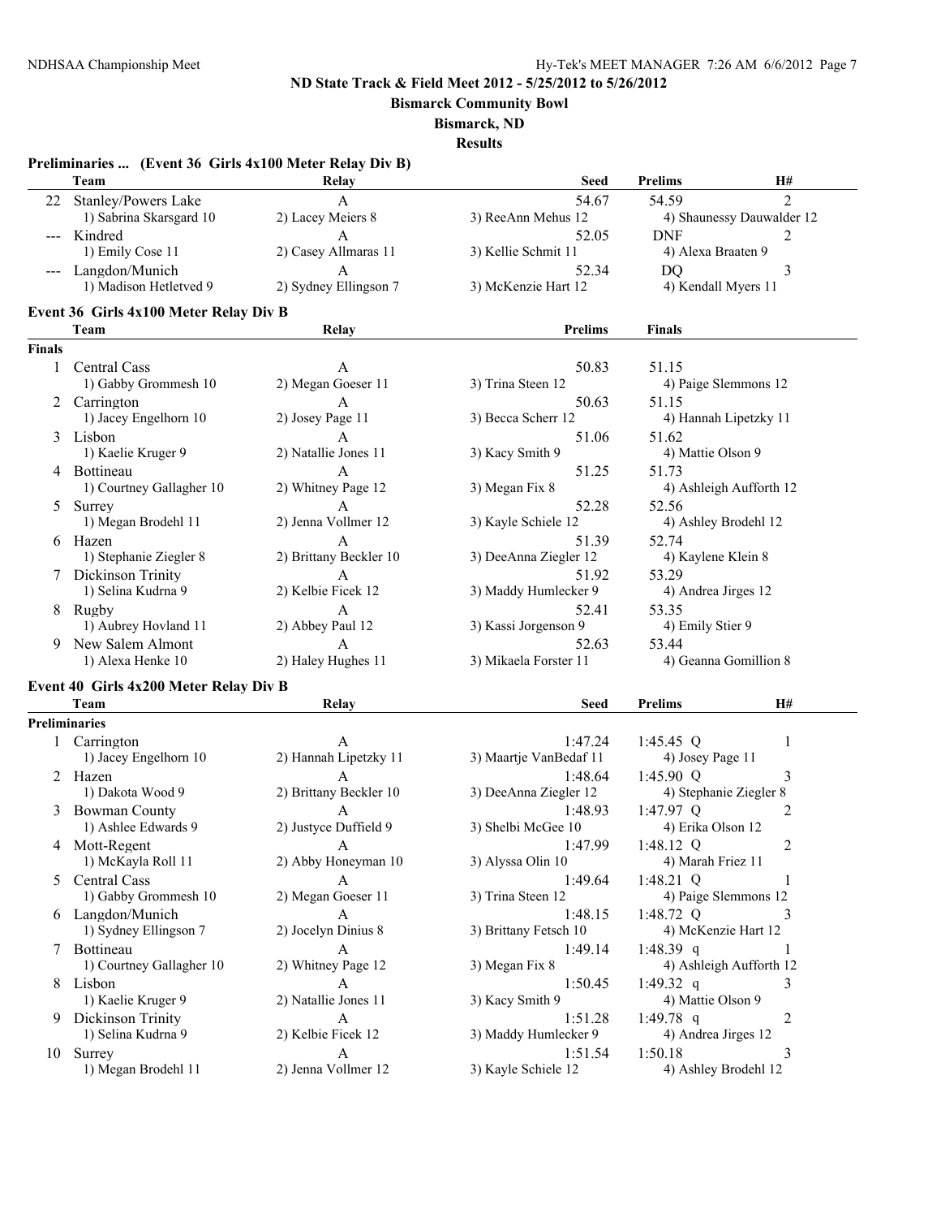ND State Track & Field Meet 2012 - 5/25/2012 to 5/26/2012

Bismarck Community Bowl

Bismarck, ND

Results

**Preliminaries ... (Event 36 Girls 4x100 Meter Relay Div B)**

| | Team | Relay | Seed | Prelims | H# |
|---|---|---|---|---|---|
| 22 | Stanley/Powers Lake | A | 54.67 | 54.59 | 2 |
| | 1) Sabrina Skarsgard 10 | 2) Lacey Meiers 8 | 3) ReeAnn Mehus 12 | 4) Shaunessy Dauwalder 12 | |
| --- | Kindred | A | 52.05 | DNF | 2 |
| | 1) Emily Cose 11 | 2) Casey Allmaras 11 | 3) Kellie Schmit 11 | 4) Alexa Braaten 9 | |
| --- | Langdon/Munich | A | 52.34 | DQ | 3 |
| | 1) Madison Hetletved 9 | 2) Sydney Ellingson 7 | 3) McKenzie Hart 12 | 4) Kendall Myers 11 | |

**Event 36 Girls 4x100 Meter Relay Div B**

| | Team | Relay | Prelims | Finals |
|---|---|---|---|---|
| **Finals** | | | | |
| 1 | Central Cass | A | 50.83 | 51.15 |
| | 1) Gabby Grommesh 10 | 2) Megan Goeser 11 | 3) Trina Steen 12 | 4) Paige Slemmons 12 |
| 2 | Carrington | A | 50.63 | 51.15 |
| | 1) Jacey Engelhorn 10 | 2) Josey Page 11 | 3) Becca Scherr 12 | 4) Hannah Lipetzky 11 |
| 3 | Lisbon | A | 51.06 | 51.62 |
| | 1) Kaelie Kruger 9 | 2) Natallie Jones 11 | 3) Kacy Smith 9 | 4) Mattie Olson 9 |
| 4 | Bottineau | A | 51.25 | 51.73 |
| | 1) Courtney Gallagher 10 | 2) Whitney Page 12 | 3) Megan Fix 8 | 4) Ashleigh Aufforth 12 |
| 5 | Surrey | A | 52.28 | 52.56 |
| | 1) Megan Brodehl 11 | 2) Jenna Vollmer 12 | 3) Kayle Schiele 12 | 4) Ashley Brodehl 12 |
| 6 | Hazen | A | 51.39 | 52.74 |
| | 1) Stephanie Ziegler 8 | 2) Brittany Beckler 10 | 3) DeeAnna Ziegler 12 | 4) Kaylene Klein 8 |
| 7 | Dickinson Trinity | A | 51.92 | 53.29 |
| | 1) Selina Kudrna 9 | 2) Kelbie Ficek 12 | 3) Maddy Humlecker 9 | 4) Andrea Jirges 12 |
| 8 | Rugby | A | 52.41 | 53.35 |
| | 1) Aubrey Hovland 11 | 2) Abbey Paul 12 | 3) Kassi Jorgenson 9 | 4) Emily Stier 9 |
| 9 | New Salem Almont | A | 52.63 | 53.44 |
| | 1) Alexa Henke 10 | 2) Haley Hughes 11 | 3) Mikaela Forster 11 | 4) Geanna Gomillion 8 |

**Event 40 Girls 4x200 Meter Relay Div B**

| | Team | Relay | Seed | Prelims | H# |
|---|---|---|---|---|---|
| **Preliminaries** | | | | | |
| 1 | Carrington | A | 1:47.24 | 1:45.45 Q | 1 |
| | 1) Jacey Engelhorn 10 | 2) Hannah Lipetzky 11 | 3) Maartje VanBedaf 11 | 4) Josey Page 11 | |
| 2 | Hazen | A | 1:48.64 | 1:45.90 Q | 3 |
| | 1) Dakota Wood 9 | 2) Brittany Beckler 10 | 3) DeeAnna Ziegler 12 | 4) Stephanie Ziegler 8 | |
| 3 | Bowman County | A | 1:48.93 | 1:47.97 Q | 2 |
| | 1) Ashlee Edwards 9 | 2) Justyce Duffield 9 | 3) Shelbi McGee 10 | 4) Erika Olson 12 | |
| 4 | Mott-Regent | A | 1:47.99 | 1:48.12 Q | 2 |
| | 1) McKayla Roll 11 | 2) Abby Honeyman 10 | 3) Alyssa Olin 10 | 4) Marah Friez 11 | |
| 5 | Central Cass | A | 1:49.64 | 1:48.21 Q | 1 |
| | 1) Gabby Grommesh 10 | 2) Megan Goeser 11 | 3) Trina Steen 12 | 4) Paige Slemmons 12 | |
| 6 | Langdon/Munich | A | 1:48.15 | 1:48.72 Q | 3 |
| | 1) Sydney Ellingson 7 | 2) Jocelyn Dinius 8 | 3) Brittany Fetsch 10 | 4) McKenzie Hart 12 | |
| 7 | Bottineau | A | 1:49.14 | 1:48.39 q | 1 |
| | 1) Courtney Gallagher 10 | 2) Whitney Page 12 | 3) Megan Fix 8 | 4) Ashleigh Aufforth 12 | |
| 8 | Lisbon | A | 1:50.45 | 1:49.32 q | 3 |
| | 1) Kaelie Kruger 9 | 2) Natallie Jones 11 | 3) Kacy Smith 9 | 4) Mattie Olson 9 | |
| 9 | Dickinson Trinity | A | 1:51.28 | 1:49.78 q | 2 |
| | 1) Selina Kudrna 9 | 2) Kelbie Ficek 12 | 3) Maddy Humlecker 9 | 4) Andrea Jirges 12 | |
| 10 | Surrey | A | 1:51.54 | 1:50.18 | 3 |
| | 1) Megan Brodehl 11 | 2) Jenna Vollmer 12 | 3) Kayle Schiele 12 | 4) Ashley Brodehl 12 | |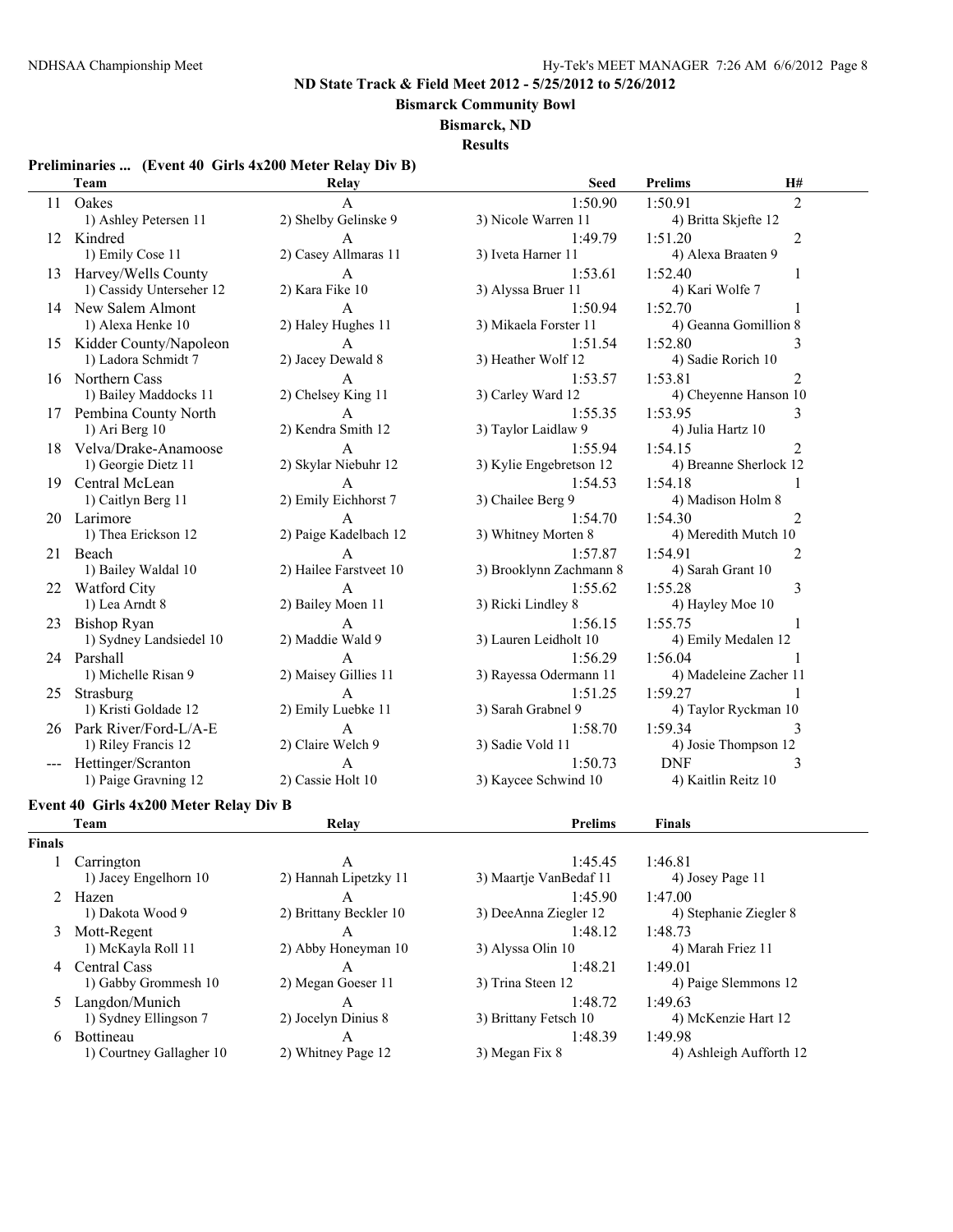**ND State Track & Field Meet 2012 - 5/25/2012 to 5/26/2012**

**Bismarck Community Bowl**

**Bismarck, ND**

**Results**

### Preliminaries ... (Event 40 Girls 4x200 Meter Relay Div B)

| | Team | Relay | Seed | Prelims | H# |
|---|---|---|---|---|---|
| 11 | Oakes | A | 1:50.90 | 1:50.91 | 2 |
| | 1) Ashley Petersen 11 | 2) Shelby Gelinske 9 | 3) Nicole Warren 11 | 4) Britta Skjefte 12 | |
| 12 | Kindred | A | 1:49.79 | 1:51.20 | 2 |
| | 1) Emily Cose 11 | 2) Casey Allmaras 11 | 3) Iveta Harner 11 | 4) Alexa Braaten 9 | |
| 13 | Harvey/Wells County | A | 1:53.61 | 1:52.40 | 1 |
| | 1) Cassidy Unterseher 12 | 2) Kara Fike 10 | 3) Alyssa Bruer 11 | 4) Kari Wolfe 7 | |
| 14 | New Salem Almont | A | 1:50.94 | 1:52.70 | 1 |
| | 1) Alexa Henke 10 | 2) Haley Hughes 11 | 3) Mikaela Forster 11 | 4) Geanna Gomillion 8 | |
| 15 | Kidder County/Napoleon | A | 1:51.54 | 1:52.80 | 3 |
| | 1) Ladora Schmidt 7 | 2) Jacey Dewald 8 | 3) Heather Wolf 12 | 4) Sadie Rorich 10 | |
| 16 | Northern Cass | A | 1:53.57 | 1:53.81 | 2 |
| | 1) Bailey Maddocks 11 | 2) Chelsey King 11 | 3) Carley Ward 12 | 4) Cheyenne Hanson 10 | |
| 17 | Pembina County North | A | 1:55.35 | 1:53.95 | 3 |
| | 1) Ari Berg 10 | 2) Kendra Smith 12 | 3) Taylor Laidlaw 9 | 4) Julia Hartz 10 | |
| 18 | Velva/Drake-Anamoose | A | 1:55.94 | 1:54.15 | 2 |
| | 1) Georgie Dietz 11 | 2) Skylar Niebuhr 12 | 3) Kylie Engebretson 12 | 4) Breanne Sherlock 12 | |
| 19 | Central McLean | A | 1:54.53 | 1:54.18 | 1 |
| | 1) Caitlyn Berg 11 | 2) Emily Eichhorst 7 | 3) Chailee Berg 9 | 4) Madison Holm 8 | |
| 20 | Larimore | A | 1:54.70 | 1:54.30 | 2 |
| | 1) Thea Erickson 12 | 2) Paige Kadelbach 12 | 3) Whitney Morten 8 | 4) Meredith Mutch 10 | |
| 21 | Beach | A | 1:57.87 | 1:54.91 | 2 |
| | 1) Bailey Waldal 10 | 2) Hailee Farstveet 10 | 3) Brooklynn Zachmann 8 | 4) Sarah Grant 10 | |
| 22 | Watford City | A | 1:55.62 | 1:55.28 | 3 |
| | 1) Lea Arndt 8 | 2) Bailey Moen 11 | 3) Ricki Lindley 8 | 4) Hayley Moe 10 | |
| 23 | Bishop Ryan | A | 1:56.15 | 1:55.75 | 1 |
| | 1) Sydney Landsiedel 10 | 2) Maddie Wald 9 | 3) Lauren Leidholt 10 | 4) Emily Medalen 12 | |
| 24 | Parshall | A | 1:56.29 | 1:56.04 | 1 |
| | 1) Michelle Risan 9 | 2) Maisey Gillies 11 | 3) Rayessa Odermann 11 | 4) Madeleine Zacher 11 | |
| 25 | Strasburg | A | 1:51.25 | 1:59.27 | 1 |
| | 1) Kristi Goldade 12 | 2) Emily Luebke 11 | 3) Sarah Grabnel 9 | 4) Taylor Ryckman 10 | |
| 26 | Park River/Ford-L/A-E | A | 1:58.70 | 1:59.34 | 3 |
| | 1) Riley Francis 12 | 2) Claire Welch 9 | 3) Sadie Vold 11 | 4) Josie Thompson 12 | |
| --- | Hettinger/Scranton | A | 1:50.73 | DNF | 3 |
| | 1) Paige Gravning 12 | 2) Cassie Holt 10 | 3) Kaycee Schwind 10 | 4) Kaitlin Reitz 10 | |

### Event 40 Girls 4x200 Meter Relay Div B

| | Team | Relay | Prelims | Finals |
|---|---|---|---|---|
| **Finals** | | | | |
| 1 | Carrington | A | 1:45.45 | 1:46.81 |
| | 1) Jacey Engelhorn 10 | 2) Hannah Lipetzky 11 | 3) Maartje VanBedaf 11 | 4) Josey Page 11 |
| 2 | Hazen | A | 1:45.90 | 1:47.00 |
| | 1) Dakota Wood 9 | 2) Brittany Beckler 10 | 3) DeeAnna Ziegler 12 | 4) Stephanie Ziegler 8 |
| 3 | Mott-Regent | A | 1:48.12 | 1:48.73 |
| | 1) McKayla Roll 11 | 2) Abby Honeyman 10 | 3) Alyssa Olin 10 | 4) Marah Friez 11 |
| 4 | Central Cass | A | 1:48.21 | 1:49.01 |
| | 1) Gabby Grommesh 10 | 2) Megan Goeser 11 | 3) Trina Steen 12 | 4) Paige Slemmons 12 |
| 5 | Langdon/Munich | A | 1:48.72 | 1:49.63 |
| | 1) Sydney Ellingson 7 | 2) Jocelyn Dinius 8 | 3) Brittany Fetsch 10 | 4) McKenzie Hart 12 |
| 6 | Bottineau | A | 1:48.39 | 1:49.98 |
| | 1) Courtney Gallagher 10 | 2) Whitney Page 12 | 3) Megan Fix 8 | 4) Ashleigh Aufforth 12 |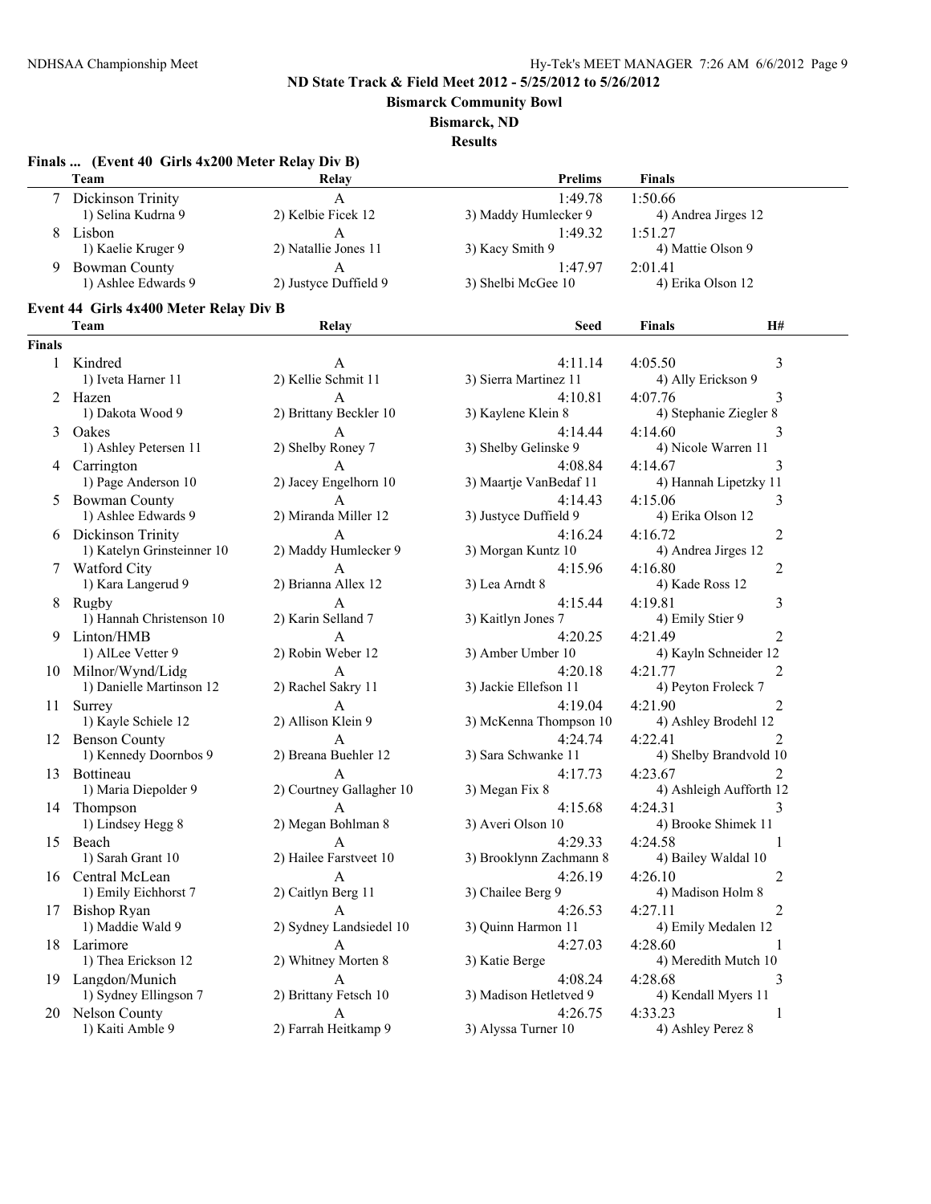ND State Track & Field Meet 2012 - 5/25/2012 to 5/26/2012

Bismarck Community Bowl

Bismarck, ND

Results

## Finals ... (Event 40 Girls 4x200 Meter Relay Div B)

| | Team | Relay | Prelims | Finals |
|---|---|---|---|---|
| 7 | Dickinson Trinity | A | 1:49.78 | 1:50.66 |
| | 1) Selina Kudrna 9 | 2) Kelbie Ficek 12 | 3) Maddy Humlecker 9 | 4) Andrea Jirges 12 |
| 8 | Lisbon | A | 1:49.32 | 1:51.27 |
| | 1) Kaelie Kruger 9 | 2) Natallie Jones 11 | 3) Kacy Smith 9 | 4) Mattie Olson 9 |
| 9 | Bowman County | A | 1:47.97 | 2:01.41 |
| | 1) Ashlee Edwards 9 | 2) Justyce Duffield 9 | 3) Shelbi McGee 10 | 4) Erika Olson 12 |

## Event 44 Girls 4x400 Meter Relay Div B

| | Team | Relay | Seed | Finals | H# |
|---|---|---|---|---|---|
| **Finals** | | | | | |
| 1 | Kindred | A | 4:11.14 | 4:05.50 | 3 |
| | 1) Iveta Harner 11 | 2) Kellie Schmit 11 | 3) Sierra Martinez 11 | 4) Ally Erickson 9 | |
| 2 | Hazen | A | 4:10.81 | 4:07.76 | 3 |
| | 1) Dakota Wood 9 | 2) Brittany Beckler 10 | 3) Kaylene Klein 8 | 4) Stephanie Ziegler 8 | |
| 3 | Oakes | A | 4:14.44 | 4:14.60 | 3 |
| | 1) Ashley Petersen 11 | 2) Shelby Roney 7 | 3) Shelby Gelinske 9 | 4) Nicole Warren 11 | |
| 4 | Carrington | A | 4:08.84 | 4:14.67 | 3 |
| | 1) Page Anderson 10 | 2) Jacey Engelhorn 10 | 3) Maartje VanBedaf 11 | 4) Hannah Lipetzky 11 | |
| 5 | Bowman County | A | 4:14.43 | 4:15.06 | 3 |
| | 1) Ashlee Edwards 9 | 2) Miranda Miller 12 | 3) Justyce Duffield 9 | 4) Erika Olson 12 | |
| 6 | Dickinson Trinity | A | 4:16.24 | 4:16.72 | 2 |
| | 1) Katelyn Grinsteinner 10 | 2) Maddy Humlecker 9 | 3) Morgan Kuntz 10 | 4) Andrea Jirges 12 | |
| 7 | Watford City | A | 4:15.96 | 4:16.80 | 2 |
| | 1) Kara Langerud 9 | 2) Brianna Allex 12 | 3) Lea Arndt 8 | 4) Kade Ross 12 | |
| 8 | Rugby | A | 4:15.44 | 4:19.81 | 3 |
| | 1) Hannah Christenson 10 | 2) Karin Selland 7 | 3) Kaitlyn Jones 7 | 4) Emily Stier 9 | |
| 9 | Linton/HMB | A | 4:20.25 | 4:21.49 | 2 |
| | 1) AlLee Vetter 9 | 2) Robin Weber 12 | 3) Amber Umber 10 | 4) Kayln Schneider 12 | |
| 10 | Milnor/Wynd/Lidg | A | 4:20.18 | 4:21.77 | 2 |
| | 1) Danielle Martinson 12 | 2) Rachel Sakry 11 | 3) Jackie Ellefson 11 | 4) Peyton Froleck 7 | |
| 11 | Surrey | A | 4:19.04 | 4:21.90 | 2 |
| | 1) Kayle Schiele 12 | 2) Allison Klein 9 | 3) McKenna Thompson 10 | 4) Ashley Brodehl 12 | |
| 12 | Benson County | A | 4:24.74 | 4:22.41 | 2 |
| | 1) Kennedy Doornbos 9 | 2) Breana Buehler 12 | 3) Sara Schwanke 11 | 4) Shelby Brandvold 10 | |
| 13 | Bottineau | A | 4:17.73 | 4:23.67 | 2 |
| | 1) Maria Diepolder 9 | 2) Courtney Gallagher 10 | 3) Megan Fix 8 | 4) Ashleigh Aufforth 12 | |
| 14 | Thompson | A | 4:15.68 | 4:24.31 | 3 |
| | 1) Lindsey Hegg 8 | 2) Megan Bohlman 8 | 3) Averi Olson 10 | 4) Brooke Shimek 11 | |
| 15 | Beach | A | 4:29.33 | 4:24.58 | 1 |
| | 1) Sarah Grant 10 | 2) Hailee Farstveet 10 | 3) Brooklynn Zachmann 8 | 4) Bailey Waldal 10 | |
| 16 | Central McLean | A | 4:26.19 | 4:26.10 | 2 |
| | 1) Emily Eichhorst 7 | 2) Caitlyn Berg 11 | 3) Chailee Berg 9 | 4) Madison Holm 8 | |
| 17 | Bishop Ryan | A | 4:26.53 | 4:27.11 | 2 |
| | 1) Maddie Wald 9 | 2) Sydney Landsiedel 10 | 3) Quinn Harmon 11 | 4) Emily Medalen 12 | |
| 18 | Larimore | A | 4:27.03 | 4:28.60 | 1 |
| | 1) Thea Erickson 12 | 2) Whitney Morten 8 | 3) Katie Berge | 4) Meredith Mutch 10 | |
| 19 | Langdon/Munich | A | 4:08.24 | 4:28.68 | 3 |
| | 1) Sydney Ellingson 7 | 2) Brittany Fetsch 10 | 3) Madison Hetletved 9 | 4) Kendall Myers 11 | |
| 20 | Nelson County | A | 4:26.75 | 4:33.23 | 1 |
| | 1) Kaiti Amble 9 | 2) Farrah Heitkamp 9 | 3) Alyssa Turner 10 | 4) Ashley Perez 8 | |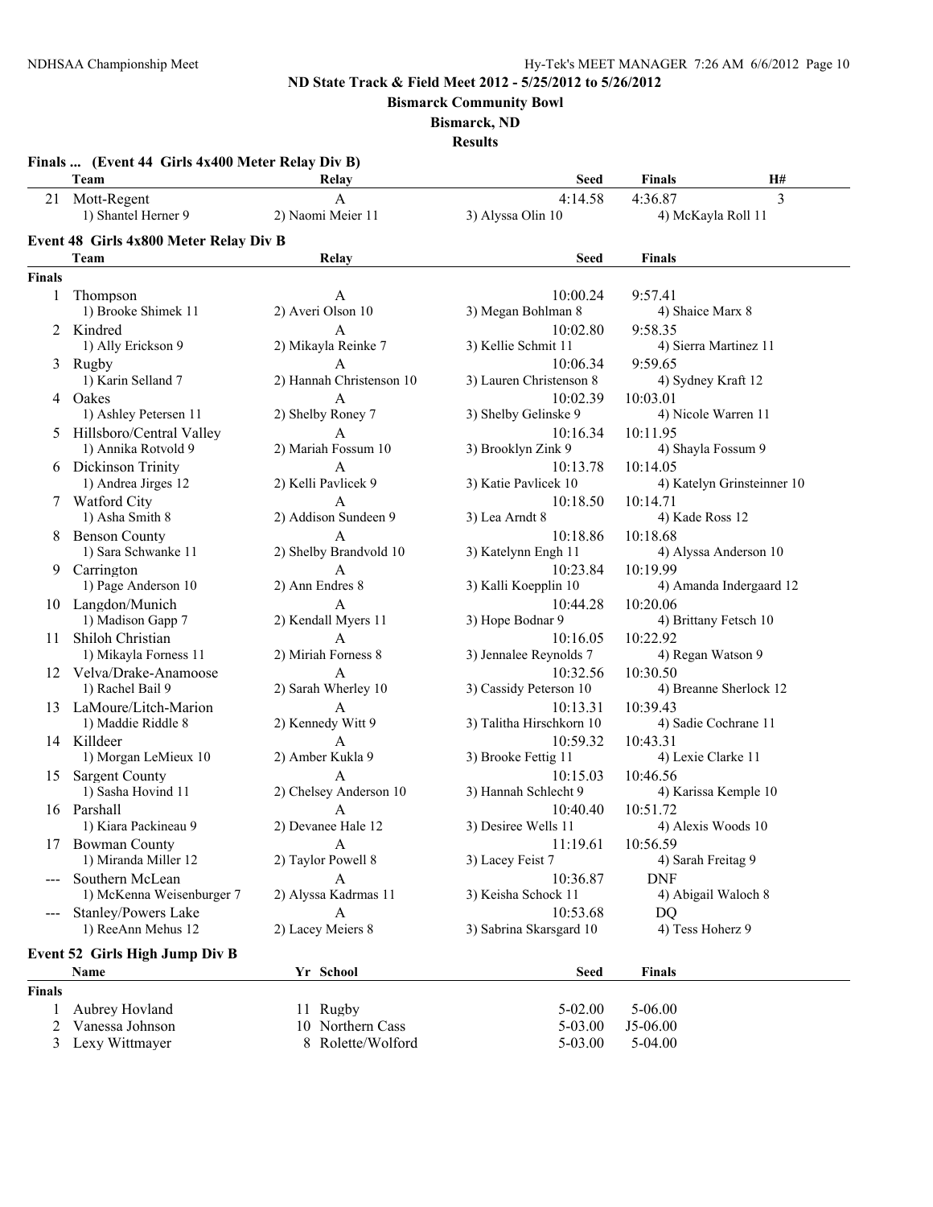## ND State Track & Field Meet 2012 - 5/25/2012 to 5/26/2012

**Bismarck Community Bowl**

**Bismarck, ND**

**Results**

### Finals ... (Event 44 Girls 4x400 Meter Relay Div B)

| | Team | Relay | Seed | Finals | H# |
|---|---|---|---|---|---|
| 21 | Mott-Regent | A | 4:14.58 | 4:36.87 | 3 |
| | 1) Shantel Herner 9 | 2) Naomi Meier 11 | 3) Alyssa Olin 10 | 4) McKayla Roll 11 | |

### Event 48 Girls 4x800 Meter Relay Div B

| | Team | Relay | Seed | Finals |
|---|---|---|---|---|
| **Finals** | | | | |
| 1 | Thompson | A | 10:00.24 | 9:57.41 |
| | 1) Brooke Shimek 11 | 2) Averi Olson 10 | 3) Megan Bohlman 8 | 4) Shaice Marx 8 |
| 2 | Kindred | A | 10:02.80 | 9:58.35 |
| | 1) Ally Erickson 9 | 2) Mikayla Reinke 7 | 3) Kellie Schmit 11 | 4) Sierra Martinez 11 |
| 3 | Rugby | A | 10:06.34 | 9:59.65 |
| | 1) Karin Selland 7 | 2) Hannah Christenson 10 | 3) Lauren Christenson 8 | 4) Sydney Kraft 12 |
| 4 | Oakes | A | 10:02.39 | 10:03.01 |
| | 1) Ashley Petersen 11 | 2) Shelby Roney 7 | 3) Shelby Gelinske 9 | 4) Nicole Warren 11 |
| 5 | Hillsboro/Central Valley | A | 10:16.34 | 10:11.95 |
| | 1) Annika Rotvold 9 | 2) Mariah Fossum 10 | 3) Brooklyn Zink 9 | 4) Shayla Fossum 9 |
| 6 | Dickinson Trinity | A | 10:13.78 | 10:14.05 |
| | 1) Andrea Jirges 12 | 2) Kelli Pavlicek 9 | 3) Katie Pavlicek 10 | 4) Katelyn Grinsteinner 10 |
| 7 | Watford City | A | 10:18.50 | 10:14.71 |
| | 1) Asha Smith 8 | 2) Addison Sundeen 9 | 3) Lea Arndt 8 | 4) Kade Ross 12 |
| 8 | Benson County | A | 10:18.86 | 10:18.68 |
| | 1) Sara Schwanke 11 | 2) Shelby Brandvold 10 | 3) Katelynn Engh 11 | 4) Alyssa Anderson 10 |
| 9 | Carrington | A | 10:23.84 | 10:19.99 |
| | 1) Page Anderson 10 | 2) Ann Endres 8 | 3) Kalli Koepplin 10 | 4) Amanda Indergaard 12 |
| 10 | Langdon/Munich | A | 10:44.28 | 10:20.06 |
| | 1) Madison Gapp 7 | 2) Kendall Myers 11 | 3) Hope Bodnar 9 | 4) Brittany Fetsch 10 |
| 11 | Shiloh Christian | A | 10:16.05 | 10:22.92 |
| | 1) Mikayla Forness 11 | 2) Miriah Forness 8 | 3) Jennalee Reynolds 7 | 4) Regan Watson 9 |
| 12 | Velva/Drake-Anamoose | A | 10:32.56 | 10:30.50 |
| | 1) Rachel Bail 9 | 2) Sarah Wherley 10 | 3) Cassidy Peterson 10 | 4) Breanne Sherlock 12 |
| 13 | LaMoure/Litch-Marion | A | 10:13.31 | 10:39.43 |
| | 1) Maddie Riddle 8 | 2) Kennedy Witt 9 | 3) Talitha Hirschkorn 10 | 4) Sadie Cochrane 11 |
| 14 | Killdeer | A | 10:59.32 | 10:43.31 |
| | 1) Morgan LeMieux 10 | 2) Amber Kukla 9 | 3) Brooke Fettig 11 | 4) Lexie Clarke 11 |
| 15 | Sargent County | A | 10:15.03 | 10:46.56 |
| | 1) Sasha Hovind 11 | 2) Chelsey Anderson 10 | 3) Hannah Schlecht 9 | 4) Karissa Kemple 10 |
| 16 | Parshall | A | 10:40.40 | 10:51.72 |
| | 1) Kiara Packineau 9 | 2) Devanee Hale 12 | 3) Desiree Wells 11 | 4) Alexis Woods 10 |
| 17 | Bowman County | A | 11:19.61 | 10:56.59 |
| | 1) Miranda Miller 12 | 2) Taylor Powell 8 | 3) Lacey Feist 7 | 4) Sarah Freitag 9 |
| --- | Southern McLean | A | 10:36.87 | DNF |
| | 1) McKenna Weisenburger 7 | 2) Alyssa Kadrmas 11 | 3) Keisha Schock 11 | 4) Abigail Waloch 8 |
| --- | Stanley/Powers Lake | A | 10:53.68 | DQ |
| | 1) ReeAnn Mehus 12 | 2) Lacey Meiers 8 | 3) Sabrina Skarsgard 10 | 4) Tess Hoherz 9 |

### Event 52 Girls High Jump Div B

| | Name | Yr | School | Seed | Finals |
|---|---|---|---|---|---|
| **Finals** | | | | | |
| 1 | Aubrey Hovland | 11 | Rugby | 5-02.00 | 5-06.00 |
| 2 | Vanessa Johnson | 10 | Northern Cass | 5-03.00 | J5-06.00 |
| 3 | Lexy Wittmayer | 8 | Rolette/Wolford | 5-03.00 | 5-04.00 |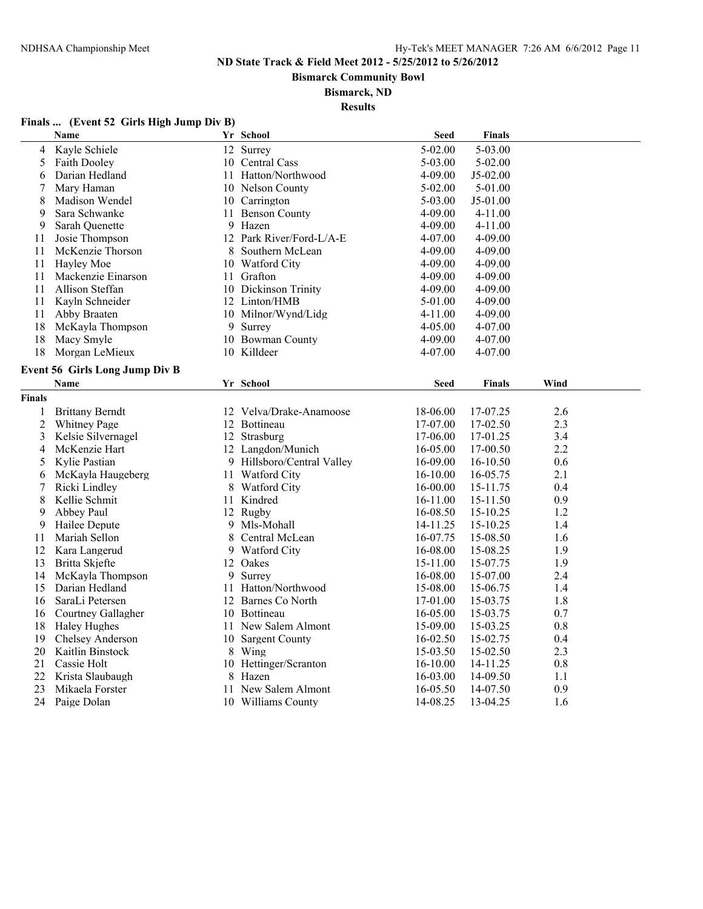**ND State Track & Field Meet 2012 - 5/25/2012 to 5/26/2012**

**Bismarck Community Bowl**

**Bismarck, ND**

**Results**

### Finals ... (Event 52 Girls High Jump Div B)

| | Name | Yr | School | Seed | Finals |
|---|---|---|---|---|---|
| 4 | Kayle Schiele | 12 | Surrey | 5-02.00 | 5-03.00 |
| 5 | Faith Dooley | 10 | Central Cass | 5-03.00 | 5-02.00 |
| 6 | Darian Hedland | 11 | Hatton/Northwood | 4-09.00 | J5-02.00 |
| 7 | Mary Haman | 10 | Nelson County | 5-02.00 | 5-01.00 |
| 8 | Madison Wendel | 10 | Carrington | 5-03.00 | J5-01.00 |
| 9 | Sara Schwanke | 11 | Benson County | 4-09.00 | 4-11.00 |
| 9 | Sarah Quenette | 9 | Hazen | 4-09.00 | 4-11.00 |
| 11 | Josie Thompson | 12 | Park River/Ford-L/A-E | 4-07.00 | 4-09.00 |
| 11 | McKenzie Thorson | 8 | Southern McLean | 4-09.00 | 4-09.00 |
| 11 | Hayley Moe | 10 | Watford City | 4-09.00 | 4-09.00 |
| 11 | Mackenzie Einarson | 11 | Grafton | 4-09.00 | 4-09.00 |
| 11 | Allison Steffan | 10 | Dickinson Trinity | 4-09.00 | 4-09.00 |
| 11 | Kayln Schneider | 12 | Linton/HMB | 5-01.00 | 4-09.00 |
| 11 | Abby Braaten | 10 | Milnor/Wynd/Lidg | 4-11.00 | 4-09.00 |
| 18 | McKayla Thompson | 9 | Surrey | 4-05.00 | 4-07.00 |
| 18 | Macy Smyle | 10 | Bowman County | 4-09.00 | 4-07.00 |
| 18 | Morgan LeMieux | 10 | Killdeer | 4-07.00 | 4-07.00 |

### Event 56 Girls Long Jump Div B

| | Name | Yr | School | Seed | Finals | Wind |
|---|---|---|---|---|---|---|
| **Finals** | | | | | | |
| 1 | Brittany Berndt | 12 | Velva/Drake-Anamoose | 18-06.00 | 17-07.25 | 2.6 |
| 2 | Whitney Page | 12 | Bottineau | 17-07.00 | 17-02.50 | 2.3 |
| 3 | Kelsie Silvernagel | 12 | Strasburg | 17-06.00 | 17-01.25 | 3.4 |
| 4 | McKenzie Hart | 12 | Langdon/Munich | 16-05.00 | 17-00.50 | 2.2 |
| 5 | Kylie Pastian | 9 | Hillsboro/Central Valley | 16-09.00 | 16-10.50 | 0.6 |
| 6 | McKayla Haugeberg | 11 | Watford City | 16-10.00 | 16-05.75 | 2.1 |
| 7 | Ricki Lindley | 8 | Watford City | 16-00.00 | 15-11.75 | 0.4 |
| 8 | Kellie Schmit | 11 | Kindred | 16-11.00 | 15-11.50 | 0.9 |
| 9 | Abbey Paul | 12 | Rugby | 16-08.50 | 15-10.25 | 1.2 |
| 9 | Hailee Depute | 9 | Mls-Mohall | 14-11.25 | 15-10.25 | 1.4 |
| 11 | Mariah Sellon | 8 | Central McLean | 16-07.75 | 15-08.50 | 1.6 |
| 12 | Kara Langerud | 9 | Watford City | 16-08.00 | 15-08.25 | 1.9 |
| 13 | Britta Skjefte | 12 | Oakes | 15-11.00 | 15-07.75 | 1.9 |
| 14 | McKayla Thompson | 9 | Surrey | 16-08.00 | 15-07.00 | 2.4 |
| 15 | Darian Hedland | 11 | Hatton/Northwood | 15-08.00 | 15-06.75 | 1.4 |
| 16 | SaraLi Petersen | 12 | Barnes Co North | 17-01.00 | 15-03.75 | 1.8 |
| 16 | Courtney Gallagher | 10 | Bottineau | 16-05.00 | 15-03.75 | 0.7 |
| 18 | Haley Hughes | 11 | New Salem Almont | 15-09.00 | 15-03.25 | 0.8 |
| 19 | Chelsey Anderson | 10 | Sargent County | 16-02.50 | 15-02.75 | 0.4 |
| 20 | Kaitlin Binstock | 8 | Wing | 15-03.50 | 15-02.50 | 2.3 |
| 21 | Cassie Holt | 10 | Hettinger/Scranton | 16-10.00 | 14-11.25 | 0.8 |
| 22 | Krista Slaubaugh | 8 | Hazen | 16-03.00 | 14-09.50 | 1.1 |
| 23 | Mikaela Forster | 11 | New Salem Almont | 16-05.50 | 14-07.50 | 0.9 |
| 24 | Paige Dolan | 10 | Williams County | 14-08.25 | 13-04.25 | 1.6 |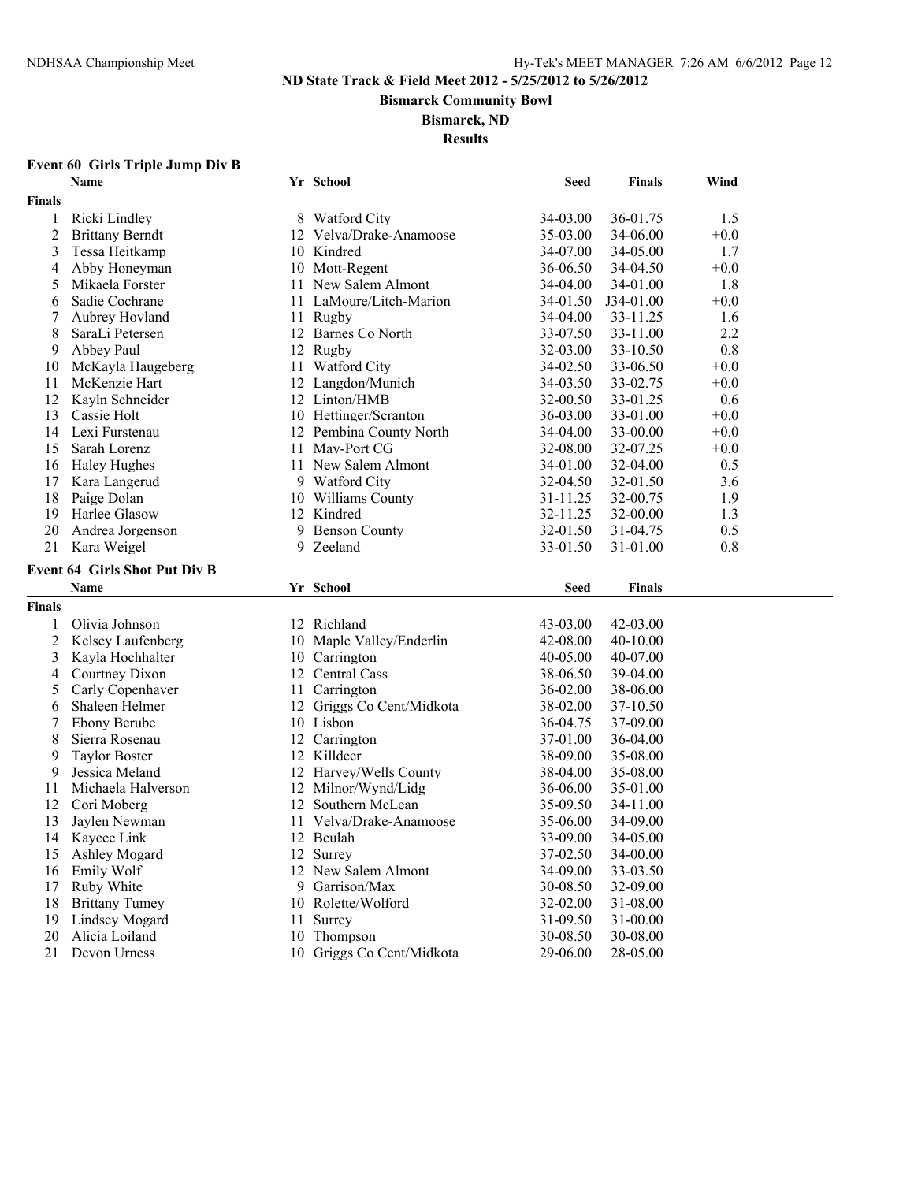# ND State Track & Field Meet 2012 - 5/25/2012 to 5/26/2012

**Bismarck Community Bowl**

**Bismarck, ND**

**Results**

### Event 60 Girls Triple Jump Div B

| | Name | Yr | School | Seed | Finals | Wind |
|---|---|---|---|---|---|---|
| **Finals** | | | | | | |
| 1 | Ricki Lindley | 8 | Watford City | 34-03.00 | 36-01.75 | 1.5 |
| 2 | Brittany Berndt | 12 | Velva/Drake-Anamoose | 35-03.00 | 34-06.00 | +0.0 |
| 3 | Tessa Heitkamp | 10 | Kindred | 34-07.00 | 34-05.00 | 1.7 |
| 4 | Abby Honeyman | 10 | Mott-Regent | 36-06.50 | 34-04.50 | +0.0 |
| 5 | Mikaela Forster | 11 | New Salem Almont | 34-04.00 | 34-01.00 | 1.8 |
| 6 | Sadie Cochrane | 11 | LaMoure/Litch-Marion | 34-01.50 | J34-01.00 | +0.0 |
| 7 | Aubrey Hovland | 11 | Rugby | 34-04.00 | 33-11.25 | 1.6 |
| 8 | SaraLi Petersen | 12 | Barnes Co North | 33-07.50 | 33-11.00 | 2.2 |
| 9 | Abbey Paul | 12 | Rugby | 32-03.00 | 33-10.50 | 0.8 |
| 10 | McKayla Haugeberg | 11 | Watford City | 34-02.50 | 33-06.50 | +0.0 |
| 11 | McKenzie Hart | 12 | Langdon/Munich | 34-03.50 | 33-02.75 | +0.0 |
| 12 | Kayln Schneider | 12 | Linton/HMB | 32-00.50 | 33-01.25 | 0.6 |
| 13 | Cassie Holt | 10 | Hettinger/Scranton | 36-03.00 | 33-01.00 | +0.0 |
| 14 | Lexi Furstenau | 12 | Pembina County North | 34-04.00 | 33-00.00 | +0.0 |
| 15 | Sarah Lorenz | 11 | May-Port CG | 32-08.00 | 32-07.25 | +0.0 |
| 16 | Haley Hughes | 11 | New Salem Almont | 34-01.00 | 32-04.00 | 0.5 |
| 17 | Kara Langerud | 9 | Watford City | 32-04.50 | 32-01.50 | 3.6 |
| 18 | Paige Dolan | 10 | Williams County | 31-11.25 | 32-00.75 | 1.9 |
| 19 | Harlee Glasow | 12 | Kindred | 32-11.25 | 32-00.00 | 1.3 |
| 20 | Andrea Jorgenson | 9 | Benson County | 32-01.50 | 31-04.75 | 0.5 |
| 21 | Kara Weigel | 9 | Zeeland | 33-01.50 | 31-01.00 | 0.8 |

### Event 64 Girls Shot Put Div B

| | Name | Yr | School | Seed | Finals |
|---|---|---|---|---|---|
| **Finals** | | | | | |
| 1 | Olivia Johnson | 12 | Richland | 43-03.00 | 42-03.00 |
| 2 | Kelsey Laufenberg | 10 | Maple Valley/Enderlin | 42-08.00 | 40-10.00 |
| 3 | Kayla Hochhalter | 10 | Carrington | 40-05.00 | 40-07.00 |
| 4 | Courtney Dixon | 12 | Central Cass | 38-06.50 | 39-04.00 |
| 5 | Carly Copenhaver | 11 | Carrington | 36-02.00 | 38-06.00 |
| 6 | Shaleen Helmer | 12 | Griggs Co Cent/Midkota | 38-02.00 | 37-10.50 |
| 7 | Ebony Berube | 10 | Lisbon | 36-04.75 | 37-09.00 |
| 8 | Sierra Rosenau | 12 | Carrington | 37-01.00 | 36-04.00 |
| 9 | Taylor Boster | 12 | Killdeer | 38-09.00 | 35-08.00 |
| 9 | Jessica Meland | 12 | Harvey/Wells County | 38-04.00 | 35-08.00 |
| 11 | Michaela Halverson | 12 | Milnor/Wynd/Lidg | 36-06.00 | 35-01.00 |
| 12 | Cori Moberg | 12 | Southern McLean | 35-09.50 | 34-11.00 |
| 13 | Jaylen Newman | 11 | Velva/Drake-Anamoose | 35-06.00 | 34-09.00 |
| 14 | Kaycee Link | 12 | Beulah | 33-09.00 | 34-05.00 |
| 15 | Ashley Mogard | 12 | Surrey | 37-02.50 | 34-00.00 |
| 16 | Emily Wolf | 12 | New Salem Almont | 34-09.00 | 33-03.50 |
| 17 | Ruby White | 9 | Garrison/Max | 30-08.50 | 32-09.00 |
| 18 | Brittany Tumey | 10 | Rolette/Wolford | 32-02.00 | 31-08.00 |
| 19 | Lindsey Mogard | 11 | Surrey | 31-09.50 | 31-00.00 |
| 20 | Alicia Loiland | 10 | Thompson | 30-08.50 | 30-08.00 |
| 21 | Devon Urness | 10 | Griggs Co Cent/Midkota | 29-06.00 | 28-05.00 |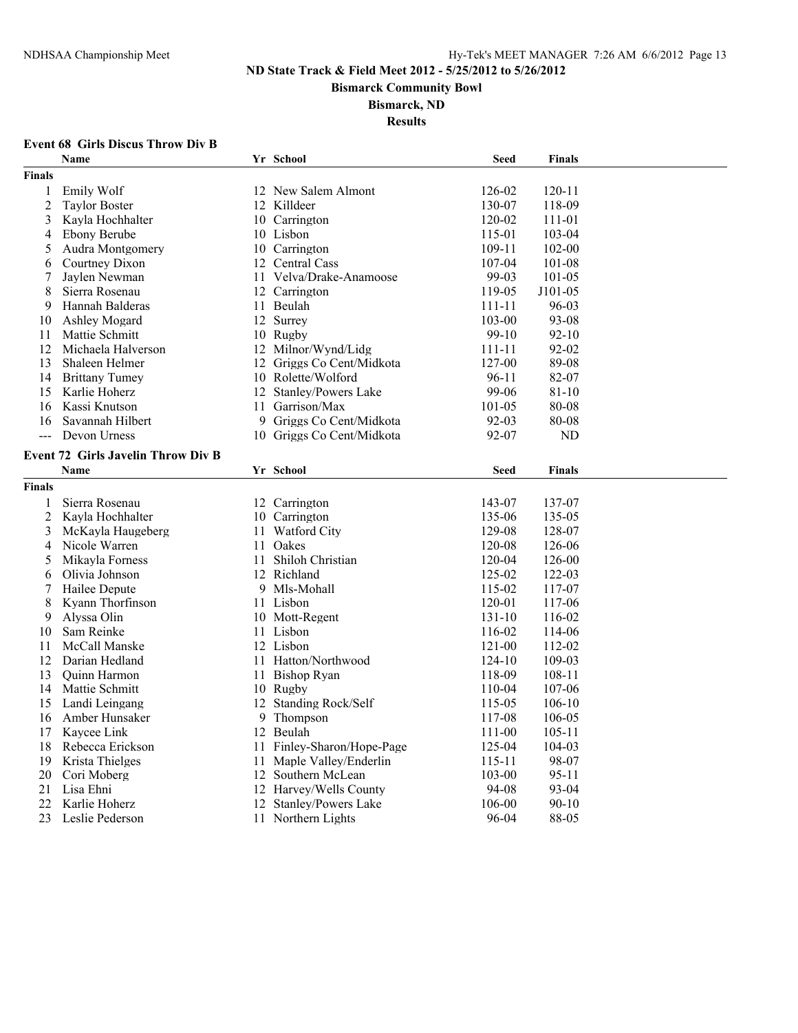## ND State Track & Field Meet 2012 - 5/25/2012 to 5/26/2012

**Bismarck Community Bowl**

**Bismarck, ND**

**Results**

### Event 68 Girls Discus Throw Div B

| | Name | Yr | School | Seed | Finals |
|---|---|---|---|---|---|
| **Finals** | | | | | |
| 1 | Emily Wolf | 12 | New Salem Almont | 126-02 | 120-11 |
| 2 | Taylor Boster | 12 | Killdeer | 130-07 | 118-09 |
| 3 | Kayla Hochhalter | 10 | Carrington | 120-02 | 111-01 |
| 4 | Ebony Berube | 10 | Lisbon | 115-01 | 103-04 |
| 5 | Audra Montgomery | 10 | Carrington | 109-11 | 102-00 |
| 6 | Courtney Dixon | 12 | Central Cass | 107-04 | 101-08 |
| 7 | Jaylen Newman | 11 | Velva/Drake-Anamoose | 99-03 | 101-05 |
| 8 | Sierra Rosenau | 12 | Carrington | 119-05 | J101-05 |
| 9 | Hannah Balderas | 11 | Beulah | 111-11 | 96-03 |
| 10 | Ashley Mogard | 12 | Surrey | 103-00 | 93-08 |
| 11 | Mattie Schmitt | 10 | Rugby | 99-10 | 92-10 |
| 12 | Michaela Halverson | 12 | Milnor/Wynd/Lidg | 111-11 | 92-02 |
| 13 | Shaleen Helmer | 12 | Griggs Co Cent/Midkota | 127-00 | 89-08 |
| 14 | Brittany Tumey | 10 | Rolette/Wolford | 96-11 | 82-07 |
| 15 | Karlie Hoherz | 12 | Stanley/Powers Lake | 99-06 | 81-10 |
| 16 | Kassi Knutson | 11 | Garrison/Max | 101-05 | 80-08 |
| 16 | Savannah Hilbert | 9 | Griggs Co Cent/Midkota | 92-03 | 80-08 |
| --- | Devon Urness | 10 | Griggs Co Cent/Midkota | 92-07 | ND |

### Event 72 Girls Javelin Throw Div B

| | Name | Yr | School | Seed | Finals |
|---|---|---|---|---|---|
| **Finals** | | | | | |
| 1 | Sierra Rosenau | 12 | Carrington | 143-07 | 137-07 |
| 2 | Kayla Hochhalter | 10 | Carrington | 135-06 | 135-05 |
| 3 | McKayla Haugeberg | 11 | Watford City | 129-08 | 128-07 |
| 4 | Nicole Warren | 11 | Oakes | 120-08 | 126-06 |
| 5 | Mikayla Forness | 11 | Shiloh Christian | 120-04 | 126-00 |
| 6 | Olivia Johnson | 12 | Richland | 125-02 | 122-03 |
| 7 | Hailee Depute | 9 | Mls-Mohall | 115-02 | 117-07 |
| 8 | Kyann Thorfinson | 11 | Lisbon | 120-01 | 117-06 |
| 9 | Alyssa Olin | 10 | Mott-Regent | 131-10 | 116-02 |
| 10 | Sam Reinke | 11 | Lisbon | 116-02 | 114-06 |
| 11 | McCall Manske | 12 | Lisbon | 121-00 | 112-02 |
| 12 | Darian Hedland | 11 | Hatton/Northwood | 124-10 | 109-03 |
| 13 | Quinn Harmon | 11 | Bishop Ryan | 118-09 | 108-11 |
| 14 | Mattie Schmitt | 10 | Rugby | 110-04 | 107-06 |
| 15 | Landi Leingang | 12 | Standing Rock/Self | 115-05 | 106-10 |
| 16 | Amber Hunsaker | 9 | Thompson | 117-08 | 106-05 |
| 17 | Kaycee Link | 12 | Beulah | 111-00 | 105-11 |
| 18 | Rebecca Erickson | 11 | Finley-Sharon/Hope-Page | 125-04 | 104-03 |
| 19 | Krista Thielges | 11 | Maple Valley/Enderlin | 115-11 | 98-07 |
| 20 | Cori Moberg | 12 | Southern McLean | 103-00 | 95-11 |
| 21 | Lisa Ehni | 12 | Harvey/Wells County | 94-08 | 93-04 |
| 22 | Karlie Hoherz | 12 | Stanley/Powers Lake | 106-00 | 90-10 |
| 23 | Leslie Pederson | 11 | Northern Lights | 96-04 | 88-05 |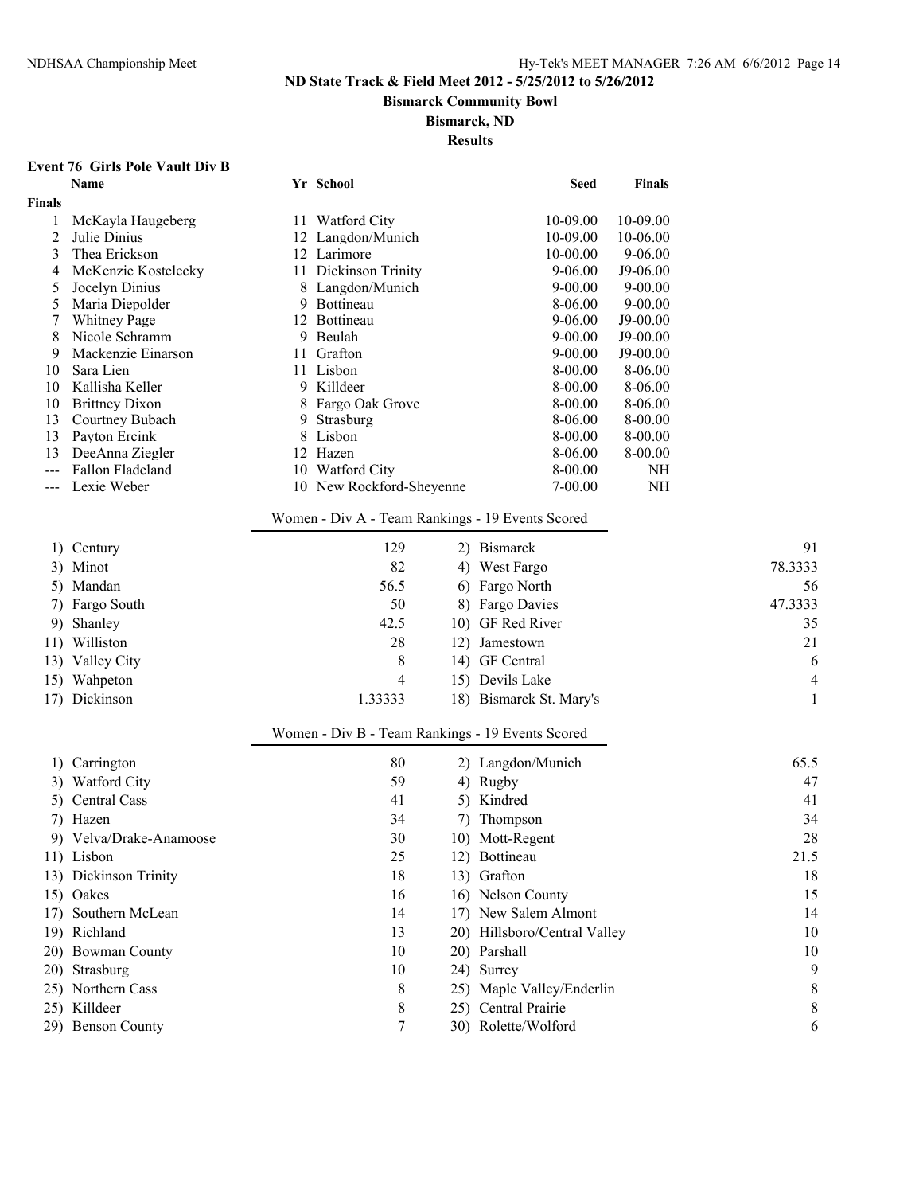# ND State Track & Field Meet 2012 - 5/25/2012 to 5/26/2012

**Bismarck Community Bowl**

**Bismarck, ND**

**Results**

### Event 76 Girls Pole Vault Div B

| | Name | Yr | School | Seed | Finals |
|---|---|---|---|---|---|
| **Finals** | | | | | |
| 1 | McKayla Haugeberg | 11 | Watford City | 10-09.00 | 10-09.00 |
| 2 | Julie Dinius | 12 | Langdon/Munich | 10-09.00 | 10-06.00 |
| 3 | Thea Erickson | 12 | Larimore | 10-00.00 | 9-06.00 |
| 4 | McKenzie Kostelecky | 11 | Dickinson Trinity | 9-06.00 | J9-06.00 |
| 5 | Jocelyn Dinius | 8 | Langdon/Munich | 9-00.00 | 9-00.00 |
| 5 | Maria Diepolder | 9 | Bottineau | 8-06.00 | 9-00.00 |
| 7 | Whitney Page | 12 | Bottineau | 9-06.00 | J9-00.00 |
| 8 | Nicole Schramm | 9 | Beulah | 9-00.00 | J9-00.00 |
| 9 | Mackenzie Einarson | 11 | Grafton | 9-00.00 | J9-00.00 |
| 10 | Sara Lien | 11 | Lisbon | 8-00.00 | 8-06.00 |
| 10 | Kallisha Keller | 9 | Killdeer | 8-00.00 | 8-06.00 |
| 10 | Brittney Dixon | 8 | Fargo Oak Grove | 8-00.00 | 8-06.00 |
| 13 | Courtney Bubach | 9 | Strasburg | 8-06.00 | 8-00.00 |
| 13 | Payton Ercink | 8 | Lisbon | 8-00.00 | 8-00.00 |
| 13 | DeeAnna Ziegler | 12 | Hazen | 8-06.00 | 8-00.00 |
| --- | Fallon Fladeland | 10 | Watford City | 8-00.00 | NH |
| --- | Lexie Weber | 10 | New Rockford-Sheyenne | 7-00.00 | NH |

### Women - Div A - Team Rankings - 19 Events Scored

| Rank | School | Points | Rank | School | Points |
|---|---|---|---|---|---|
| 1) | Century | 129 | 2) | Bismarck | 91 |
| 3) | Minot | 82 | 4) | West Fargo | 78.3333 |
| 5) | Mandan | 56.5 | 6) | Fargo North | 56 |
| 7) | Fargo South | 50 | 8) | Fargo Davies | 47.3333 |
| 9) | Shanley | 42.5 | 10) | GF Red River | 35 |
| 11) | Williston | 28 | 12) | Jamestown | 21 |
| 13) | Valley City | 8 | 14) | GF Central | 6 |
| 15) | Wahpeton | 4 | 15) | Devils Lake | 4 |
| 17) | Dickinson | 1.33333 | 18) | Bismarck St. Mary's | 1 |

### Women - Div B - Team Rankings - 19 Events Scored

| Rank | School | Points | Rank | School | Points |
|---|---|---|---|---|---|
| 1) | Carrington | 80 | 2) | Langdon/Munich | 65.5 |
| 3) | Watford City | 59 | 4) | Rugby | 47 |
| 5) | Central Cass | 41 | 5) | Kindred | 41 |
| 7) | Hazen | 34 | 7) | Thompson | 34 |
| 9) | Velva/Drake-Anamoose | 30 | 10) | Mott-Regent | 28 |
| 11) | Lisbon | 25 | 12) | Bottineau | 21.5 |
| 13) | Dickinson Trinity | 18 | 13) | Grafton | 18 |
| 15) | Oakes | 16 | 16) | Nelson County | 15 |
| 17) | Southern McLean | 14 | 17) | New Salem Almont | 14 |
| 19) | Richland | 13 | 20) | Hillsboro/Central Valley | 10 |
| 20) | Bowman County | 10 | 20) | Parshall | 10 |
| 20) | Strasburg | 10 | 24) | Surrey | 9 |
| 25) | Northern Cass | 8 | 25) | Maple Valley/Enderlin | 8 |
| 25) | Killdeer | 8 | 25) | Central Prairie | 8 |
| 29) | Benson County | 7 | 30) | Rolette/Wolford | 6 |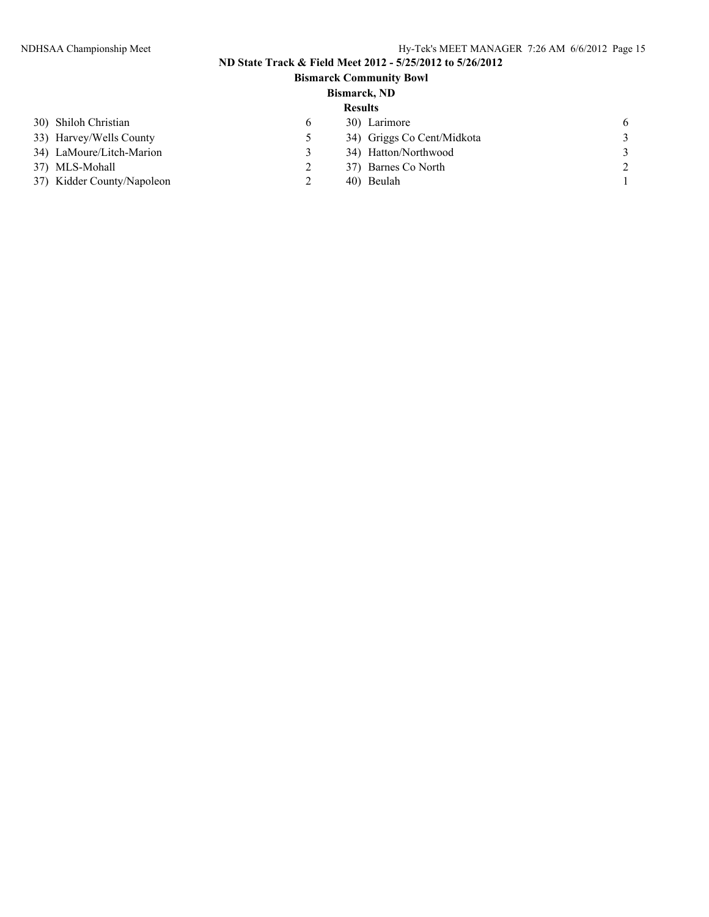## ND State Track & Field Meet 2012 - 5/25/2012 to 5/26/2012

### Bismarck Community Bowl

### Bismarck, ND

### Results

| | | | |
|---|---|---|---|
| 30) Shiloh Christian | 6 | 30) Larimore | 6 |
| 33) Harvey/Wells County | 5 | 34) Griggs Co Cent/Midkota | 3 |
| 34) LaMoure/Litch-Marion | 3 | 34) Hatton/Northwood | 3 |
| 37) MLS-Mohall | 2 | 37) Barnes Co North | 2 |
| 37) Kidder County/Napoleon | 2 | 40) Beulah | 1 |